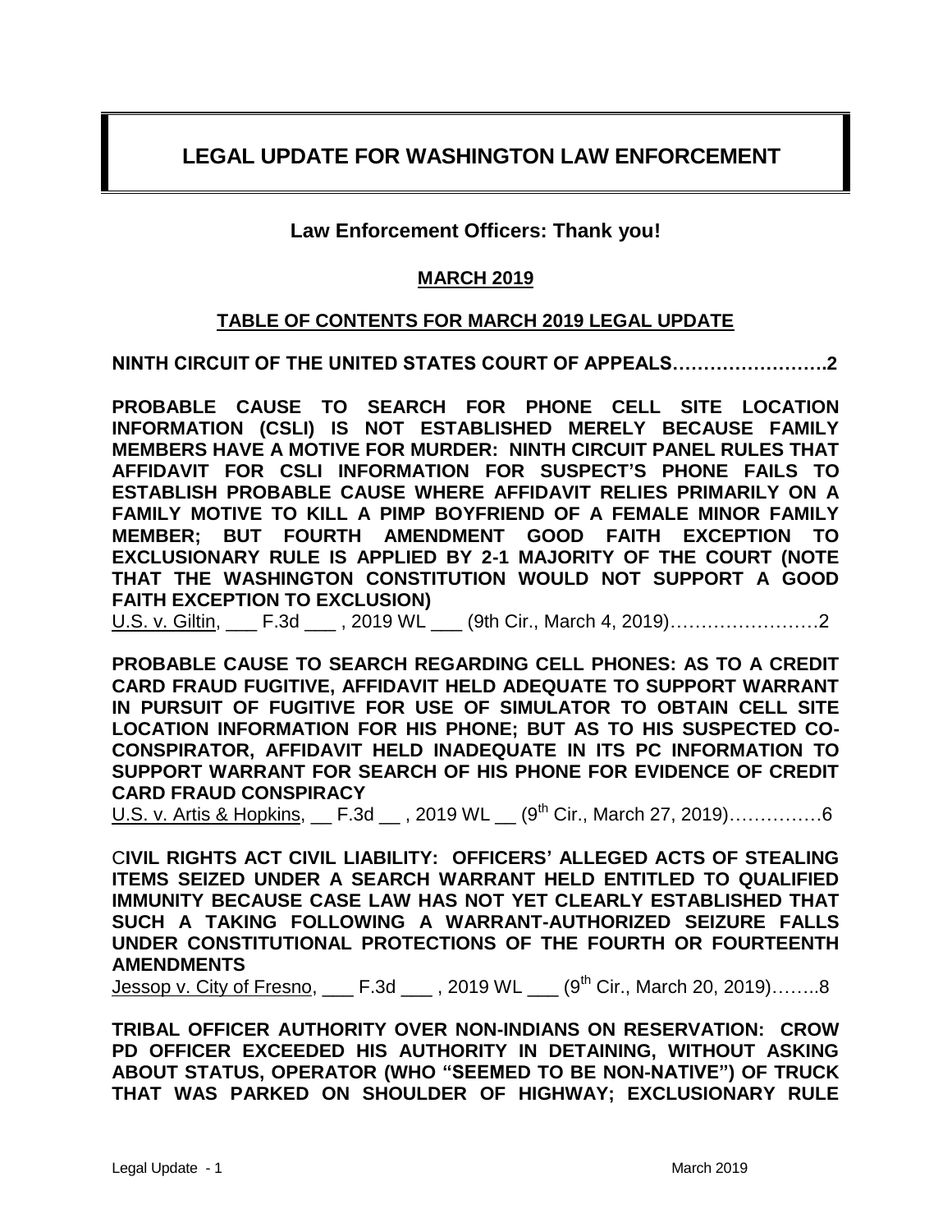# LEGAL UPDATE FOR WASHINGTON LAW ENFORCEMENT

**Law Enforcement Officers: Thank you!**

**MARCH 2019**

**TABLE OF CONTENTS FOR MARCH 2019 LEGAL UPDATE**

**NINTH CIRCUIT OF THE UNITED STATES COURT OF APPEALS…………………….2**

**PROBABLE CAUSE TO SEARCH FOR PHONE CELL SITE LOCATION INFORMATION (CSLI) IS NOT ESTABLISHED MERELY BECAUSE FAMILY MEMBERS HAVE A MOTIVE FOR MURDER: NINTH CIRCUIT PANEL RULES THAT AFFIDAVIT FOR CSLI INFORMATION FOR SUSPECT'S PHONE FAILS TO ESTABLISH PROBABLE CAUSE WHERE AFFIDAVIT RELIES PRIMARILY ON A FAMILY MOTIVE TO KILL A PIMP BOYFRIEND OF A FEMALE MINOR FAMILY MEMBER; BUT FOURTH AMENDMENT GOOD FAITH EXCEPTION TO EXCLUSIONARY RULE IS APPLIED BY 2-1 MAJORITY OF THE COURT (NOTE THAT THE WASHINGTON CONSTITUTION WOULD NOT SUPPORT A GOOD FAITH EXCEPTION TO EXCLUSION)**

U.S. v. Giltin, ___ F.3d ___ , 2019 WL ___ (9th Cir., March 4, 2019)……………………2

**PROBABLE CAUSE TO SEARCH REGARDING CELL PHONES: AS TO A CREDIT CARD FRAUD FUGITIVE, AFFIDAVIT HELD ADEQUATE TO SUPPORT WARRANT IN PURSUIT OF FUGITIVE FOR USE OF SIMULATOR TO OBTAIN CELL SITE LOCATION INFORMATION FOR HIS PHONE; BUT AS TO HIS SUSPECTED CO-CONSPIRATOR, AFFIDAVIT HELD INADEQUATE IN ITS PC INFORMATION TO SUPPORT WARRANT FOR SEARCH OF HIS PHONE FOR EVIDENCE OF CREDIT CARD FRAUD CONSPIRACY**

U.S. v. Artis & Hopkins, __ F.3d __ , 2019 WL __ (9th Cir., March 27, 2019)……………6

**CIVIL RIGHTS ACT CIVIL LIABILITY: OFFICERS' ALLEGED ACTS OF STEALING ITEMS SEIZED UNDER A SEARCH WARRANT HELD ENTITLED TO QUALIFIED IMMUNITY BECAUSE CASE LAW HAS NOT YET CLEARLY ESTABLISHED THAT SUCH A TAKING FOLLOWING A WARRANT-AUTHORIZED SEIZURE FALLS UNDER CONSTITUTIONAL PROTECTIONS OF THE FOURTH OR FOURTEENTH AMENDMENTS**

Jessop v. City of Fresno, ___ F.3d ___ , 2019 WL ___ (9th Cir., March 20, 2019)……..8

**TRIBAL OFFICER AUTHORITY OVER NON-INDIANS ON RESERVATION: CROW PD OFFICER EXCEEDED HIS AUTHORITY IN DETAINING, WITHOUT ASKING ABOUT STATUS, OPERATOR (WHO "SEEMED TO BE NON-NATIVE") OF TRUCK THAT WAS PARKED ON SHOULDER OF HIGHWAY; EXCLUSIONARY RULE**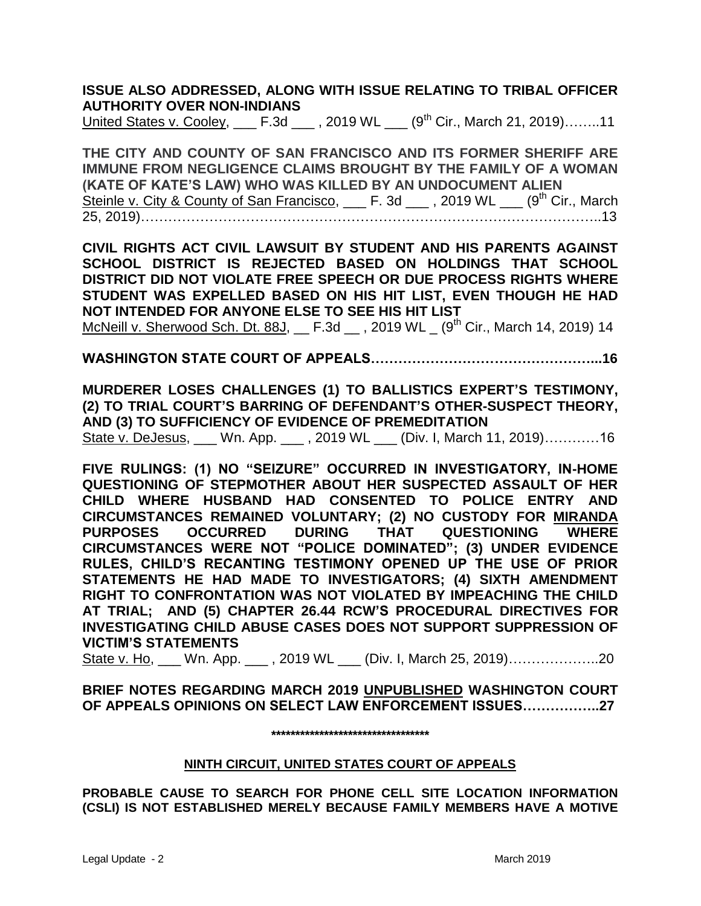**ISSUE ALSO ADDRESSED, ALONG WITH ISSUE RELATING TO TRIBAL OFFICER AUTHORITY OVER NON-INDIANS**

United States v. Cooley, ___ F.3d ___ , 2019 WL ___ (9th Cir., March 21, 2019)……..11

**THE CITY AND COUNTY OF SAN FRANCISCO AND ITS FORMER SHERIFF ARE IMMUNE FROM NEGLIGENCE CLAIMS BROUGHT BY THE FAMILY OF A WOMAN (KATE OF KATE'S LAW) WHO WAS KILLED BY AN UNDOCUMENT ALIEN**

Steinle v. City & County of San Francisco, ___ F. 3d ___ , 2019 WL ___ (9th Cir., March 25, 2019)……………………………………………………………………………………..13

**CIVIL RIGHTS ACT CIVIL LAWSUIT BY STUDENT AND HIS PARENTS AGAINST SCHOOL DISTRICT IS REJECTED BASED ON HOLDINGS THAT SCHOOL DISTRICT DID NOT VIOLATE FREE SPEECH OR DUE PROCESS RIGHTS WHERE STUDENT WAS EXPELLED BASED ON HIS HIT LIST, EVEN THOUGH HE HAD NOT INTENDED FOR ANYONE ELSE TO SEE HIS HIT LIST**

McNeill v. Sherwood Sch. Dt. 88J, __ F.3d __ , 2019 WL _ (9th Cir., March 14, 2019) 14

**WASHINGTON STATE COURT OF APPEALS…………………………………………...16**

**MURDERER LOSES CHALLENGES (1) TO BALLISTICS EXPERT'S TESTIMONY, (2) TO TRIAL COURT'S BARRING OF DEFENDANT'S OTHER-SUSPECT THEORY, AND (3) TO SUFFICIENCY OF EVIDENCE OF PREMEDITATION**

State v. DeJesus, ___ Wn. App. ___ , 2019 WL ___ (Div. I, March 11, 2019)…………16

**FIVE RULINGS: (1) NO "SEIZURE" OCCURRED IN INVESTIGATORY, IN-HOME QUESTIONING OF STEPMOTHER ABOUT HER SUSPECTED ASSAULT OF HER CHILD WHERE HUSBAND HAD CONSENTED TO POLICE ENTRY AND CIRCUMSTANCES REMAINED VOLUNTARY; (2) NO CUSTODY FOR MIRANDA PURPOSES OCCURRED DURING THAT QUESTIONING WHERE CIRCUMSTANCES WERE NOT "POLICE DOMINATED"; (3) UNDER EVIDENCE RULES, CHILD'S RECANTING TESTIMONY OPENED UP THE USE OF PRIOR STATEMENTS HE HAD MADE TO INVESTIGATORS; (4) SIXTH AMENDMENT RIGHT TO CONFRONTATION WAS NOT VIOLATED BY IMPEACHING THE CHILD AT TRIAL; AND (5) CHAPTER 26.44 RCW'S PROCEDURAL DIRECTIVES FOR INVESTIGATING CHILD ABUSE CASES DOES NOT SUPPORT SUPPRESSION OF VICTIM'S STATEMENTS**

State v. Ho, ___ Wn. App. ___ , 2019 WL ___ (Div. I, March 25, 2019)………………..20

**BRIEF NOTES REGARDING MARCH 2019 UNPUBLISHED WASHINGTON COURT OF APPEALS OPINIONS ON SELECT LAW ENFORCEMENT ISSUES……………..27**

**********************************

## NINTH CIRCUIT, UNITED STATES COURT OF APPEALS

**PROBABLE CAUSE TO SEARCH FOR PHONE CELL SITE LOCATION INFORMATION (CSLI) IS NOT ESTABLISHED MERELY BECAUSE FAMILY MEMBERS HAVE A MOTIVE**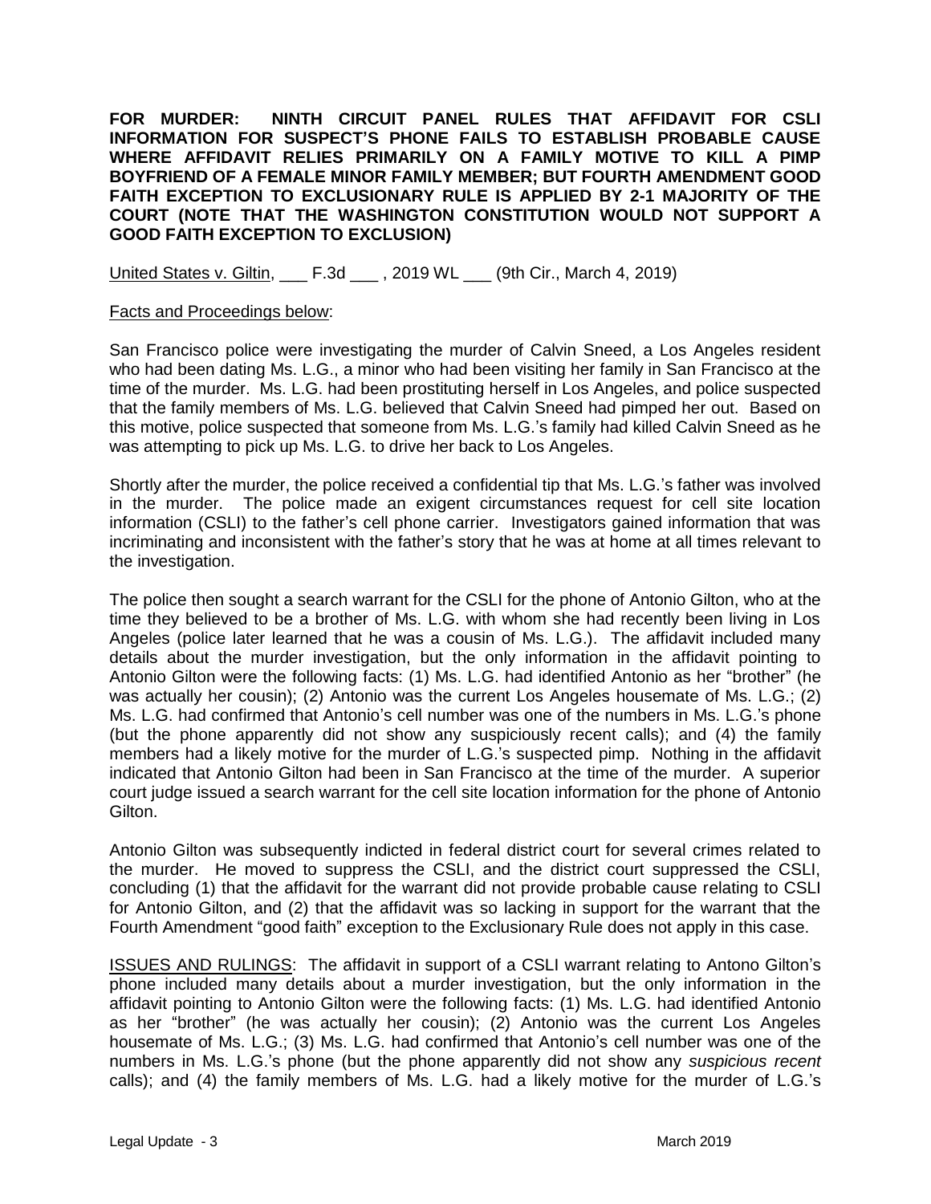**FOR MURDER: NINTH CIRCUIT PANEL RULES THAT AFFIDAVIT FOR CSLI INFORMATION FOR SUSPECT'S PHONE FAILS TO ESTABLISH PROBABLE CAUSE WHERE AFFIDAVIT RELIES PRIMARILY ON A FAMILY MOTIVE TO KILL A PIMP BOYFRIEND OF A FEMALE MINOR FAMILY MEMBER; BUT FOURTH AMENDMENT GOOD FAITH EXCEPTION TO EXCLUSIONARY RULE IS APPLIED BY 2-1 MAJORITY OF THE COURT (NOTE THAT THE WASHINGTON CONSTITUTION WOULD NOT SUPPORT A GOOD FAITH EXCEPTION TO EXCLUSION)**

United States v. Giltin, ___ F.3d ___ , 2019 WL ___ (9th Cir., March 4, 2019)

Facts and Proceedings below:

San Francisco police were investigating the murder of Calvin Sneed, a Los Angeles resident who had been dating Ms. L.G., a minor who had been visiting her family in San Francisco at the time of the murder. Ms. L.G. had been prostituting herself in Los Angeles, and police suspected that the family members of Ms. L.G. believed that Calvin Sneed had pimped her out. Based on this motive, police suspected that someone from Ms. L.G.'s family had killed Calvin Sneed as he was attempting to pick up Ms. L.G. to drive her back to Los Angeles.

Shortly after the murder, the police received a confidential tip that Ms. L.G.'s father was involved in the murder. The police made an exigent circumstances request for cell site location information (CSLI) to the father's cell phone carrier. Investigators gained information that was incriminating and inconsistent with the father's story that he was at home at all times relevant to the investigation.

The police then sought a search warrant for the CSLI for the phone of Antonio Gilton, who at the time they believed to be a brother of Ms. L.G. with whom she had recently been living in Los Angeles (police later learned that he was a cousin of Ms. L.G.). The affidavit included many details about the murder investigation, but the only information in the affidavit pointing to Antonio Gilton were the following facts: (1) Ms. L.G. had identified Antonio as her "brother" (he was actually her cousin); (2) Antonio was the current Los Angeles housemate of Ms. L.G.; (2) Ms. L.G. had confirmed that Antonio's cell number was one of the numbers in Ms. L.G.'s phone (but the phone apparently did not show any suspiciously recent calls); and (4) the family members had a likely motive for the murder of L.G.'s suspected pimp. Nothing in the affidavit indicated that Antonio Gilton had been in San Francisco at the time of the murder. A superior court judge issued a search warrant for the cell site location information for the phone of Antonio Gilton.

Antonio Gilton was subsequently indicted in federal district court for several crimes related to the murder. He moved to suppress the CSLI, and the district court suppressed the CSLI, concluding (1) that the affidavit for the warrant did not provide probable cause relating to CSLI for Antonio Gilton, and (2) that the affidavit was so lacking in support for the warrant that the Fourth Amendment "good faith" exception to the Exclusionary Rule does not apply in this case.

ISSUES AND RULINGS: The affidavit in support of a CSLI warrant relating to Antono Gilton's phone included many details about a murder investigation, but the only information in the affidavit pointing to Antonio Gilton were the following facts: (1) Ms. L.G. had identified Antonio as her "brother" (he was actually her cousin); (2) Antonio was the current Los Angeles housemate of Ms. L.G.; (3) Ms. L.G. had confirmed that Antonio's cell number was one of the numbers in Ms. L.G.'s phone (but the phone apparently did not show any *suspicious recent* calls); and (4) the family members of Ms. L.G. had a likely motive for the murder of L.G.'s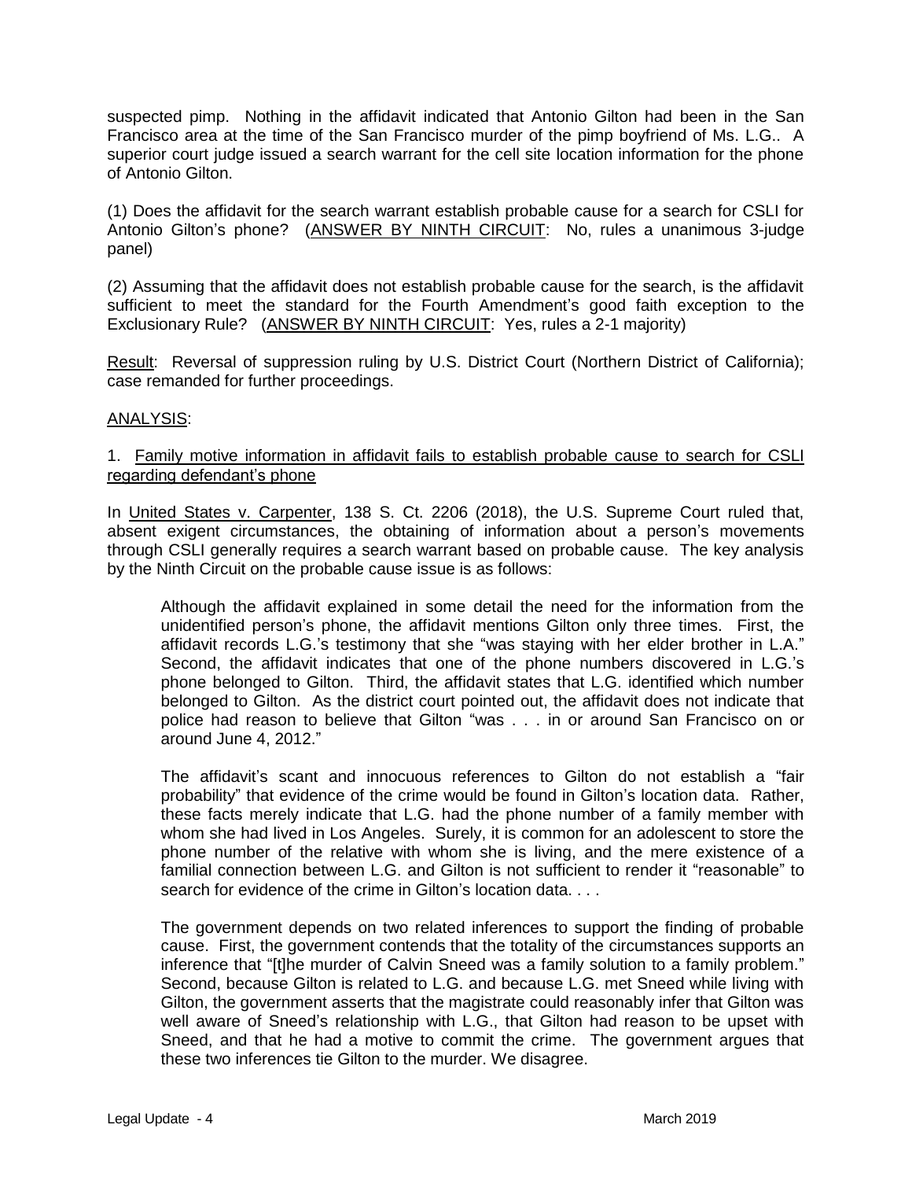suspected pimp. Nothing in the affidavit indicated that Antonio Gilton had been in the San Francisco area at the time of the San Francisco murder of the pimp boyfriend of Ms. L.G.. A superior court judge issued a search warrant for the cell site location information for the phone of Antonio Gilton.

(1) Does the affidavit for the search warrant establish probable cause for a search for CSLI for Antonio Gilton's phone? (<u>ANSWER BY NINTH CIRCUIT</u>: No, rules a unanimous 3-judge panel)

(2) Assuming that the affidavit does not establish probable cause for the search, is the affidavit sufficient to meet the standard for the Fourth Amendment's good faith exception to the Exclusionary Rule? (<u>ANSWER BY NINTH CIRCUIT</u>: Yes, rules a 2-1 majority)

<u>Result</u>: Reversal of suppression ruling by U.S. District Court (Northern District of California); case remanded for further proceedings.

<u>ANALYSIS</u>:

1. <u>Family motive information in affidavit fails to establish probable cause to search for CSLI regarding defendant's phone</u>

In <u>United States v. Carpenter</u>, 138 S. Ct. 2206 (2018), the U.S. Supreme Court ruled that, absent exigent circumstances, the obtaining of information about a person's movements through CSLI generally requires a search warrant based on probable cause. The key analysis by the Ninth Circuit on the probable cause issue is as follows:

> Although the affidavit explained in some detail the need for the information from the unidentified person's phone, the affidavit mentions Gilton only three times. First, the affidavit records L.G.'s testimony that she "was staying with her elder brother in L.A." Second, the affidavit indicates that one of the phone numbers discovered in L.G.'s phone belonged to Gilton. Third, the affidavit states that L.G. identified which number belonged to Gilton. As the district court pointed out, the affidavit does not indicate that police had reason to believe that Gilton "was . . . in or around San Francisco on or around June 4, 2012."
>
> The affidavit's scant and innocuous references to Gilton do not establish a "fair probability" that evidence of the crime would be found in Gilton's location data. Rather, these facts merely indicate that L.G. had the phone number of a family member with whom she had lived in Los Angeles. Surely, it is common for an adolescent to store the phone number of the relative with whom she is living, and the mere existence of a familial connection between L.G. and Gilton is not sufficient to render it "reasonable" to search for evidence of the crime in Gilton's location data. . . .
>
> The government depends on two related inferences to support the finding of probable cause. First, the government contends that the totality of the circumstances supports an inference that "[t]he murder of Calvin Sneed was a family solution to a family problem." Second, because Gilton is related to L.G. and because L.G. met Sneed while living with Gilton, the government asserts that the magistrate could reasonably infer that Gilton was well aware of Sneed's relationship with L.G., that Gilton had reason to be upset with Sneed, and that he had a motive to commit the crime. The government argues that these two inferences tie Gilton to the murder. We disagree.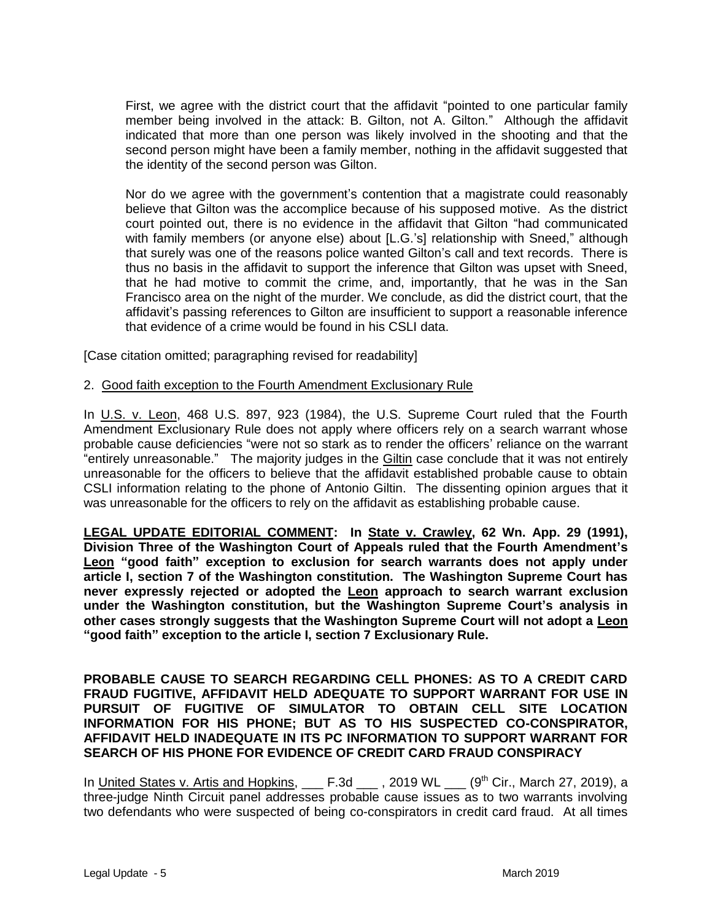> First, we agree with the district court that the affidavit "pointed to one particular family member being involved in the attack: B. Gilton, not A. Gilton." Although the affidavit indicated that more than one person was likely involved in the shooting and that the second person might have been a family member, nothing in the affidavit suggested that the identity of the second person was Gilton.
>
> Nor do we agree with the government's contention that a magistrate could reasonably believe that Gilton was the accomplice because of his supposed motive. As the district court pointed out, there is no evidence in the affidavit that Gilton "had communicated with family members (or anyone else) about [L.G.'s] relationship with Sneed," although that surely was one of the reasons police wanted Gilton's call and text records. There is thus no basis in the affidavit to support the inference that Gilton was upset with Sneed, that he had motive to commit the crime, and, importantly, that he was in the San Francisco area on the night of the murder. We conclude, as did the district court, that the affidavit's passing references to Gilton are insufficient to support a reasonable inference that evidence of a crime would be found in his CSLI data.

[Case citation omitted; paragraphing revised for readability]

2. <u>Good faith exception to the Fourth Amendment Exclusionary Rule</u>

In <u>U.S. v. Leon</u>, 468 U.S. 897, 923 (1984), the U.S. Supreme Court ruled that the Fourth Amendment Exclusionary Rule does not apply where officers rely on a search warrant whose probable cause deficiencies "were not so stark as to render the officers' reliance on the warrant "entirely unreasonable." The majority judges in the <u>Giltin</u> case conclude that it was not entirely unreasonable for the officers to believe that the affidavit established probable cause to obtain CSLI information relating to the phone of Antonio Giltin. The dissenting opinion argues that it was unreasonable for the officers to rely on the affidavit as establishing probable cause.

**<u>LEGAL UPDATE EDITORIAL COMMENT</u>: In <u>State v. Crawley</u>, 62 Wn. App. 29 (1991), Division Three of the Washington Court of Appeals ruled that the Fourth Amendment's <u>Leon</u> "good faith" exception to exclusion for search warrants does not apply under article I, section 7 of the Washington constitution. The Washington Supreme Court has never expressly rejected or adopted the <u>Leon</u> approach to search warrant exclusion under the Washington constitution, but the Washington Supreme Court's analysis in other cases strongly suggests that the Washington Supreme Court will not adopt a <u>Leon</u> "good faith" exception to the article I, section 7 Exclusionary Rule.**

**PROBABLE CAUSE TO SEARCH REGARDING CELL PHONES: AS TO A CREDIT CARD FRAUD FUGITIVE, AFFIDAVIT HELD ADEQUATE TO SUPPORT WARRANT FOR USE IN PURSUIT OF FUGITIVE OF SIMULATOR TO OBTAIN CELL SITE LOCATION INFORMATION FOR HIS PHONE; BUT AS TO HIS SUSPECTED CO-CONSPIRATOR, AFFIDAVIT HELD INADEQUATE IN ITS PC INFORMATION TO SUPPORT WARRANT FOR SEARCH OF HIS PHONE FOR EVIDENCE OF CREDIT CARD FRAUD CONSPIRACY**

In <u>United States v. Artis and Hopkins</u>, ___ F.3d ___ , 2019 WL ___ (9th Cir., March 27, 2019), a three-judge Ninth Circuit panel addresses probable cause issues as to two warrants involving two defendants who were suspected of being co-conspirators in credit card fraud. At all times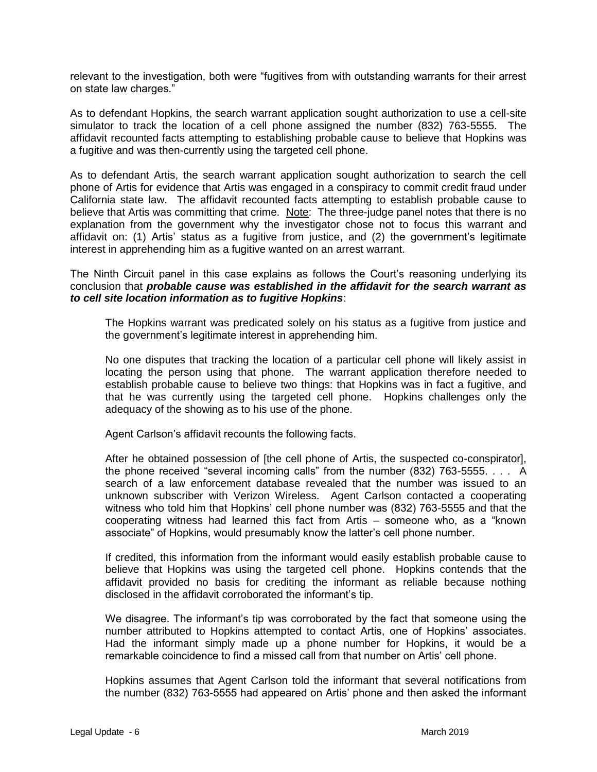relevant to the investigation, both were "fugitives from with outstanding warrants for their arrest on state law charges."

As to defendant Hopkins, the search warrant application sought authorization to use a cell-site simulator to track the location of a cell phone assigned the number (832) 763-5555. The affidavit recounted facts attempting to establishing probable cause to believe that Hopkins was a fugitive and was then-currently using the targeted cell phone.

As to defendant Artis, the search warrant application sought authorization to search the cell phone of Artis for evidence that Artis was engaged in a conspiracy to commit credit fraud under California state law. The affidavit recounted facts attempting to establish probable cause to believe that Artis was committing that crime. Note: The three-judge panel notes that there is no explanation from the government why the investigator chose not to focus this warrant and affidavit on: (1) Artis' status as a fugitive from justice, and (2) the government's legitimate interest in apprehending him as a fugitive wanted on an arrest warrant.

The Ninth Circuit panel in this case explains as follows the Court's reasoning underlying its conclusion that ***probable cause was established in the affidavit for the search warrant as to cell site location information as to fugitive Hopkins***:

> The Hopkins warrant was predicated solely on his status as a fugitive from justice and the government's legitimate interest in apprehending him.
>
> No one disputes that tracking the location of a particular cell phone will likely assist in locating the person using that phone. The warrant application therefore needed to establish probable cause to believe two things: that Hopkins was in fact a fugitive, and that he was currently using the targeted cell phone. Hopkins challenges only the adequacy of the showing as to his use of the phone.
>
> Agent Carlson's affidavit recounts the following facts.
>
> After he obtained possession of [the cell phone of Artis, the suspected co-conspirator], the phone received "several incoming calls" from the number (832) 763-5555. . . . A search of a law enforcement database revealed that the number was issued to an unknown subscriber with Verizon Wireless. Agent Carlson contacted a cooperating witness who told him that Hopkins' cell phone number was (832) 763-5555 and that the cooperating witness had learned this fact from Artis – someone who, as a "known associate" of Hopkins, would presumably know the latter's cell phone number.
>
> If credited, this information from the informant would easily establish probable cause to believe that Hopkins was using the targeted cell phone. Hopkins contends that the affidavit provided no basis for crediting the informant as reliable because nothing disclosed in the affidavit corroborated the informant's tip.
>
> We disagree. The informant's tip was corroborated by the fact that someone using the number attributed to Hopkins attempted to contact Artis, one of Hopkins' associates. Had the informant simply made up a phone number for Hopkins, it would be a remarkable coincidence to find a missed call from that number on Artis' cell phone.
>
> Hopkins assumes that Agent Carlson told the informant that several notifications from the number (832) 763-5555 had appeared on Artis' phone and then asked the informant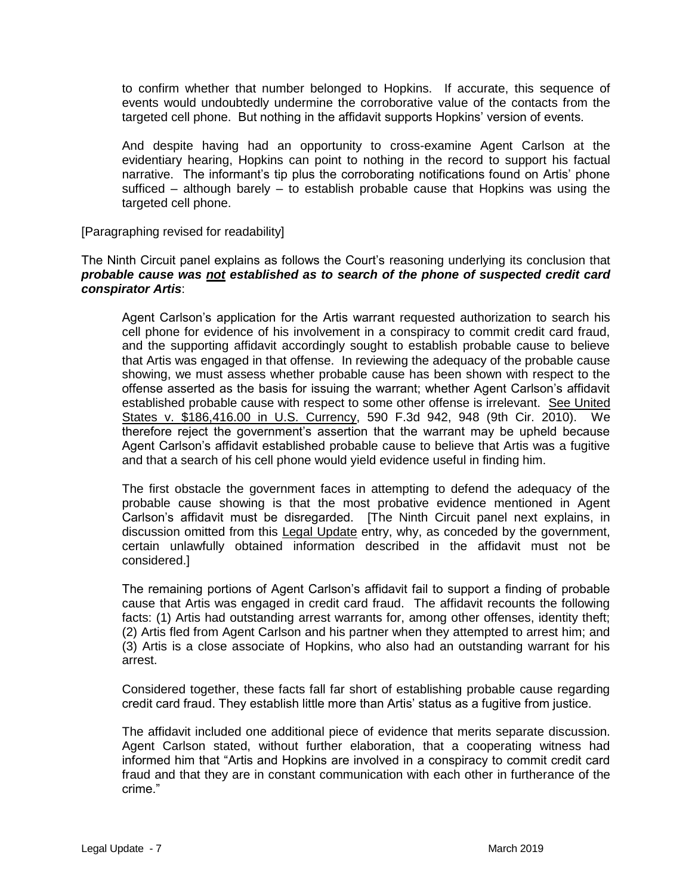> to confirm whether that number belonged to Hopkins. If accurate, this sequence of events would undoubtedly undermine the corroborative value of the contacts from the targeted cell phone. But nothing in the affidavit supports Hopkins' version of events.
>
> And despite having had an opportunity to cross-examine Agent Carlson at the evidentiary hearing, Hopkins can point to nothing in the record to support his factual narrative. The informant's tip plus the corroborating notifications found on Artis' phone sufficed – although barely – to establish probable cause that Hopkins was using the targeted cell phone.

[Paragraphing revised for readability]

The Ninth Circuit panel explains as follows the Court's reasoning underlying its conclusion that ***probable cause was <u>not</u> established as to search of the phone of suspected credit card conspirator Artis***:

> Agent Carlson's application for the Artis warrant requested authorization to search his cell phone for evidence of his involvement in a conspiracy to commit credit card fraud, and the supporting affidavit accordingly sought to establish probable cause to believe that Artis was engaged in that offense. In reviewing the adequacy of the probable cause showing, we must assess whether probable cause has been shown with respect to the offense asserted as the basis for issuing the warrant; whether Agent Carlson's affidavit established probable cause with respect to some other offense is irrelevant. <u>See United States v. $186,416.00 in U.S. Currency</u>, 590 F.3d 942, 948 (9th Cir. 2010). We therefore reject the government's assertion that the warrant may be upheld because Agent Carlson's affidavit established probable cause to believe that Artis was a fugitive and that a search of his cell phone would yield evidence useful in finding him.
>
> The first obstacle the government faces in attempting to defend the adequacy of the probable cause showing is that the most probative evidence mentioned in Agent Carlson's affidavit must be disregarded. [The Ninth Circuit panel next explains, in discussion omitted from this <u>Legal Update</u> entry, why, as conceded by the government, certain unlawfully obtained information described in the affidavit must not be considered.]
>
> The remaining portions of Agent Carlson's affidavit fail to support a finding of probable cause that Artis was engaged in credit card fraud. The affidavit recounts the following facts: (1) Artis had outstanding arrest warrants for, among other offenses, identity theft; (2) Artis fled from Agent Carlson and his partner when they attempted to arrest him; and (3) Artis is a close associate of Hopkins, who also had an outstanding warrant for his arrest.
>
> Considered together, these facts fall far short of establishing probable cause regarding credit card fraud. They establish little more than Artis' status as a fugitive from justice.
>
> The affidavit included one additional piece of evidence that merits separate discussion. Agent Carlson stated, without further elaboration, that a cooperating witness had informed him that "Artis and Hopkins are involved in a conspiracy to commit credit card fraud and that they are in constant communication with each other in furtherance of the crime."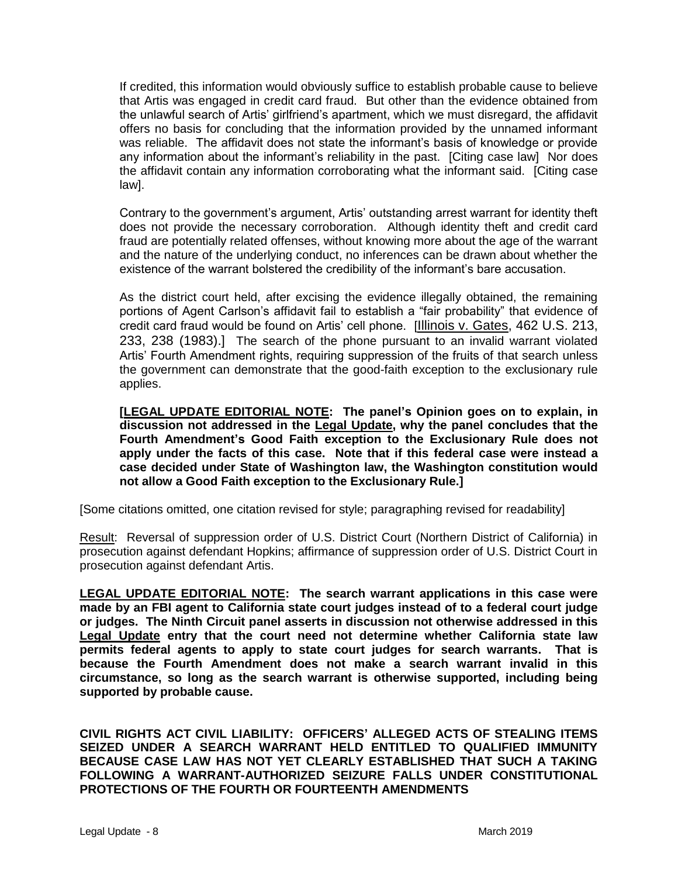If credited, this information would obviously suffice to establish probable cause to believe that Artis was engaged in credit card fraud. But other than the evidence obtained from the unlawful search of Artis' girlfriend's apartment, which we must disregard, the affidavit offers no basis for concluding that the information provided by the unnamed informant was reliable. The affidavit does not state the informant's basis of knowledge or provide any information about the informant's reliability in the past. [Citing case law] Nor does the affidavit contain any information corroborating what the informant said. [Citing case law].

Contrary to the government's argument, Artis' outstanding arrest warrant for identity theft does not provide the necessary corroboration. Although identity theft and credit card fraud are potentially related offenses, without knowing more about the age of the warrant and the nature of the underlying conduct, no inferences can be drawn about whether the existence of the warrant bolstered the credibility of the informant's bare accusation.

As the district court held, after excising the evidence illegally obtained, the remaining portions of Agent Carlson's affidavit fail to establish a "fair probability" that evidence of credit card fraud would be found on Artis' cell phone. [Illinois v. Gates, 462 U.S. 213, 233, 238 (1983).] The search of the phone pursuant to an invalid warrant violated Artis' Fourth Amendment rights, requiring suppression of the fruits of that search unless the government can demonstrate that the good-faith exception to the exclusionary rule applies.

**[LEGAL UPDATE EDITORIAL NOTE: The panel's Opinion goes on to explain, in discussion not addressed in the Legal Update, why the panel concludes that the Fourth Amendment's Good Faith exception to the Exclusionary Rule does not apply under the facts of this case. Note that if this federal case were instead a case decided under State of Washington law, the Washington constitution would not allow a Good Faith exception to the Exclusionary Rule.]**

[Some citations omitted, one citation revised for style; paragraphing revised for readability]

Result: Reversal of suppression order of U.S. District Court (Northern District of California) in prosecution against defendant Hopkins; affirmance of suppression order of U.S. District Court in prosecution against defendant Artis.

**LEGAL UPDATE EDITORIAL NOTE: The search warrant applications in this case were made by an FBI agent to California state court judges instead of to a federal court judge or judges. The Ninth Circuit panel asserts in discussion not otherwise addressed in this Legal Update entry that the court need not determine whether California state law permits federal agents to apply to state court judges for search warrants. That is because the Fourth Amendment does not make a search warrant invalid in this circumstance, so long as the search warrant is otherwise supported, including being supported by probable cause.**

**CIVIL RIGHTS ACT CIVIL LIABILITY: OFFICERS' ALLEGED ACTS OF STEALING ITEMS SEIZED UNDER A SEARCH WARRANT HELD ENTITLED TO QUALIFIED IMMUNITY BECAUSE CASE LAW HAS NOT YET CLEARLY ESTABLISHED THAT SUCH A TAKING FOLLOWING A WARRANT-AUTHORIZED SEIZURE FALLS UNDER CONSTITUTIONAL PROTECTIONS OF THE FOURTH OR FOURTEENTH AMENDMENTS**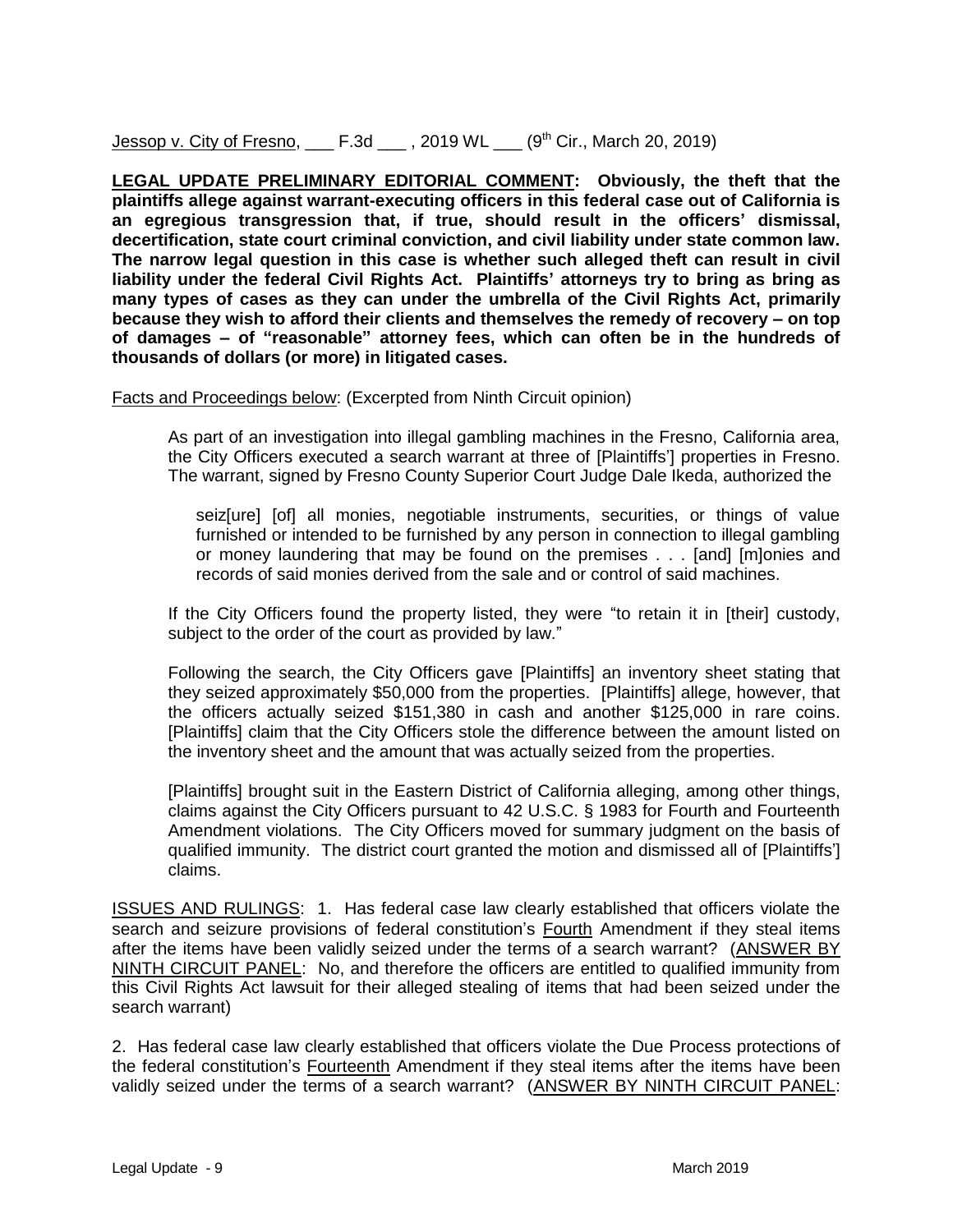Jessop v. City of Fresno, ___ F.3d ___ , 2019 WL ___ (9th Cir., March 20, 2019)

**LEGAL UPDATE PRELIMINARY EDITORIAL COMMENT: Obviously, the theft that the plaintiffs allege against warrant-executing officers in this federal case out of California is an egregious transgression that, if true, should result in the officers' dismissal, decertification, state court criminal conviction, and civil liability under state common law. The narrow legal question in this case is whether such alleged theft can result in civil liability under the federal Civil Rights Act. Plaintiffs' attorneys try to bring as bring as many types of cases as they can under the umbrella of the Civil Rights Act, primarily because they wish to afford their clients and themselves the remedy of recovery – on top of damages – of "reasonable" attorney fees, which can often be in the hundreds of thousands of dollars (or more) in litigated cases.**

Facts and Proceedings below: (Excerpted from Ninth Circuit opinion)

> As part of an investigation into illegal gambling machines in the Fresno, California area, the City Officers executed a search warrant at three of [Plaintiffs'] properties in Fresno. The warrant, signed by Fresno County Superior Court Judge Dale Ikeda, authorized the
>
> > seiz[ure] [of] all monies, negotiable instruments, securities, or things of value furnished or intended to be furnished by any person in connection to illegal gambling or money laundering that may be found on the premises . . . [and] [m]onies and records of said monies derived from the sale and or control of said machines.
>
> If the City Officers found the property listed, they were "to retain it in [their] custody, subject to the order of the court as provided by law."
>
> Following the search, the City Officers gave [Plaintiffs] an inventory sheet stating that they seized approximately $50,000 from the properties. [Plaintiffs] allege, however, that the officers actually seized $151,380 in cash and another $125,000 in rare coins. [Plaintiffs] claim that the City Officers stole the difference between the amount listed on the inventory sheet and the amount that was actually seized from the properties.
>
> [Plaintiffs] brought suit in the Eastern District of California alleging, among other things, claims against the City Officers pursuant to 42 U.S.C. § 1983 for Fourth and Fourteenth Amendment violations. The City Officers moved for summary judgment on the basis of qualified immunity. The district court granted the motion and dismissed all of [Plaintiffs'] claims.

ISSUES AND RULINGS: 1. Has federal case law clearly established that officers violate the search and seizure provisions of federal constitution's Fourth Amendment if they steal items after the items have been validly seized under the terms of a search warrant? (ANSWER BY NINTH CIRCUIT PANEL: No, and therefore the officers are entitled to qualified immunity from this Civil Rights Act lawsuit for their alleged stealing of items that had been seized under the search warrant)

2. Has federal case law clearly established that officers violate the Due Process protections of the federal constitution's Fourteenth Amendment if they steal items after the items have been validly seized under the terms of a search warrant? (ANSWER BY NINTH CIRCUIT PANEL: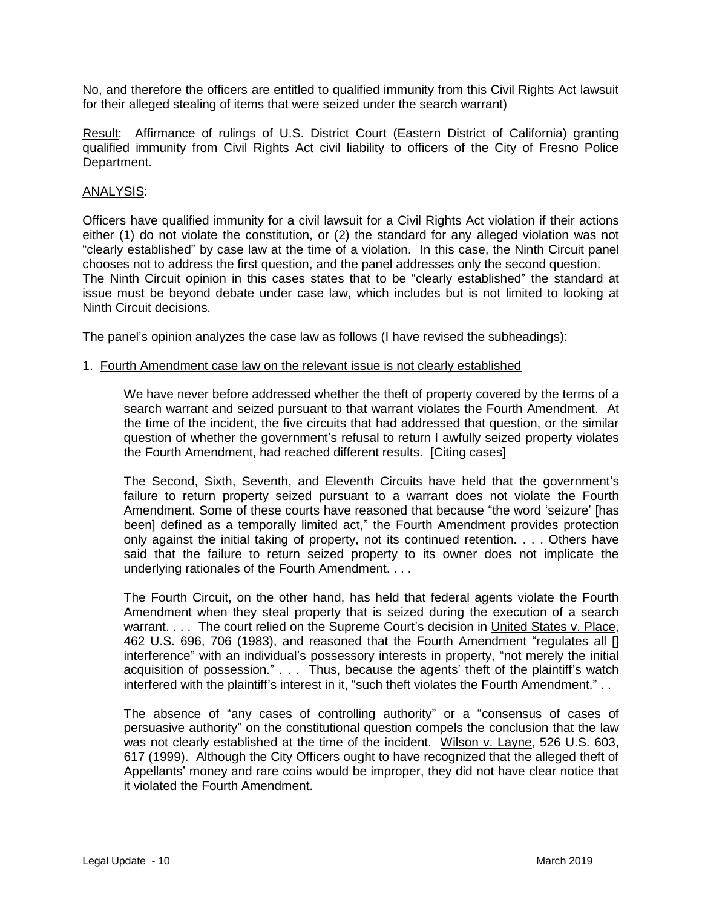No, and therefore the officers are entitled to qualified immunity from this Civil Rights Act lawsuit for their alleged stealing of items that were seized under the search warrant)

<u>Result</u>: Affirmance of rulings of U.S. District Court (Eastern District of California) granting qualified immunity from Civil Rights Act civil liability to officers of the City of Fresno Police Department.

<u>ANALYSIS</u>:

Officers have qualified immunity for a civil lawsuit for a Civil Rights Act violation if their actions either (1) do not violate the constitution, or (2) the standard for any alleged violation was not "clearly established" by case law at the time of a violation. In this case, the Ninth Circuit panel chooses not to address the first question, and the panel addresses only the second question. The Ninth Circuit opinion in this cases states that to be "clearly established" the standard at issue must be beyond debate under case law, which includes but is not limited to looking at Ninth Circuit decisions.

The panel's opinion analyzes the case law as follows (I have revised the subheadings):

1. <u>Fourth Amendment case law on the relevant issue is not clearly established</u>

> We have never before addressed whether the theft of property covered by the terms of a search warrant and seized pursuant to that warrant violates the Fourth Amendment. At the time of the incident, the five circuits that had addressed that question, or the similar question of whether the government's refusal to return l awfully seized property violates the Fourth Amendment, had reached different results. [Citing cases]
>
> The Second, Sixth, Seventh, and Eleventh Circuits have held that the government's failure to return property seized pursuant to a warrant does not violate the Fourth Amendment. Some of these courts have reasoned that because "the word 'seizure' [has been] defined as a temporally limited act," the Fourth Amendment provides protection only against the initial taking of property, not its continued retention. . . . Others have said that the failure to return seized property to its owner does not implicate the underlying rationales of the Fourth Amendment. . . .
>
> The Fourth Circuit, on the other hand, has held that federal agents violate the Fourth Amendment when they steal property that is seized during the execution of a search warrant. . . . The court relied on the Supreme Court's decision in <u>United States v. Place</u>, 462 U.S. 696, 706 (1983), and reasoned that the Fourth Amendment "regulates all [] interference" with an individual's possessory interests in property, "not merely the initial acquisition of possession." . . . Thus, because the agents' theft of the plaintiff's watch interfered with the plaintiff's interest in it, "such theft violates the Fourth Amendment." . .
>
> The absence of "any cases of controlling authority" or a "consensus of cases of persuasive authority" on the constitutional question compels the conclusion that the law was not clearly established at the time of the incident. <u>Wilson v. Layne</u>, 526 U.S. 603, 617 (1999). Although the City Officers ought to have recognized that the alleged theft of Appellants' money and rare coins would be improper, they did not have clear notice that it violated the Fourth Amendment.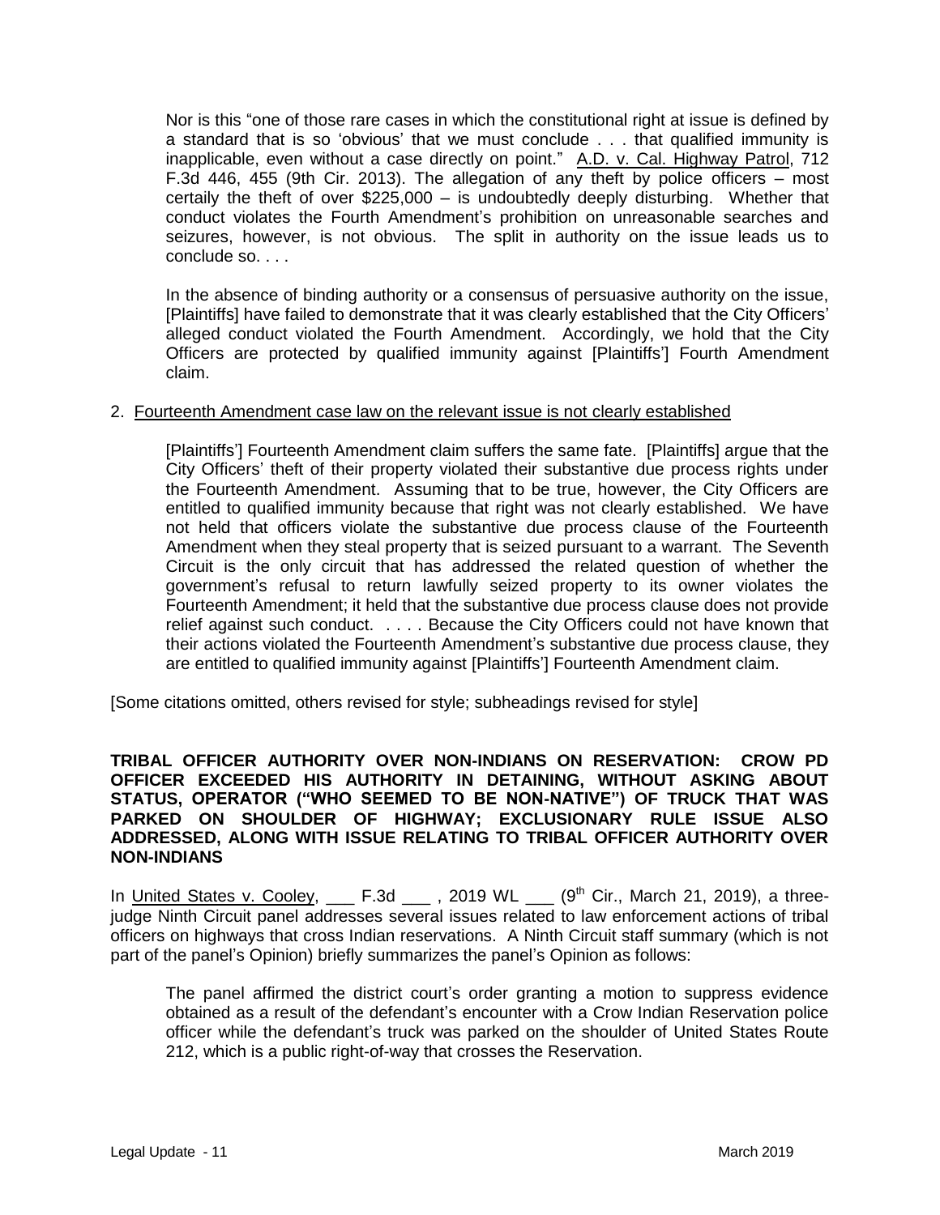> Nor is this "one of those rare cases in which the constitutional right at issue is defined by a standard that is so 'obvious' that we must conclude . . . that qualified immunity is inapplicable, even without a case directly on point." A.D. v. Cal. Highway Patrol, 712 F.3d 446, 455 (9th Cir. 2013). The allegation of any theft by police officers – most certainly the theft of over $225,000 – is undoubtedly deeply disturbing. Whether that conduct violates the Fourth Amendment's prohibition on unreasonable searches and seizures, however, is not obvious. The split in authority on the issue leads us to conclude so. . . .
>
> In the absence of binding authority or a consensus of persuasive authority on the issue, [Plaintiffs] have failed to demonstrate that it was clearly established that the City Officers' alleged conduct violated the Fourth Amendment. Accordingly, we hold that the City Officers are protected by qualified immunity against [Plaintiffs'] Fourth Amendment claim.

2. Fourteenth Amendment case law on the relevant issue is not clearly established

> [Plaintiffs'] Fourteenth Amendment claim suffers the same fate. [Plaintiffs] argue that the City Officers' theft of their property violated their substantive due process rights under the Fourteenth Amendment. Assuming that to be true, however, the City Officers are entitled to qualified immunity because that right was not clearly established. We have not held that officers violate the substantive due process clause of the Fourteenth Amendment when they steal property that is seized pursuant to a warrant. The Seventh Circuit is the only circuit that has addressed the related question of whether the government's refusal to return lawfully seized property to its owner violates the Fourteenth Amendment; it held that the substantive due process clause does not provide relief against such conduct. . . . . Because the City Officers could not have known that their actions violated the Fourteenth Amendment's substantive due process clause, they are entitled to qualified immunity against [Plaintiffs'] Fourteenth Amendment claim.

[Some citations omitted, others revised for style; subheadings revised for style]

**TRIBAL OFFICER AUTHORITY OVER NON-INDIANS ON RESERVATION: CROW PD OFFICER EXCEEDED HIS AUTHORITY IN DETAINING, WITHOUT ASKING ABOUT STATUS, OPERATOR ("WHO SEEMED TO BE NON-NATIVE") OF TRUCK THAT WAS PARKED ON SHOULDER OF HIGHWAY; EXCLUSIONARY RULE ISSUE ALSO ADDRESSED, ALONG WITH ISSUE RELATING TO TRIBAL OFFICER AUTHORITY OVER NON-INDIANS**

In United States v. Cooley, ___ F.3d ___ , 2019 WL ___ (9th Cir., March 21, 2019), a three-judge Ninth Circuit panel addresses several issues related to law enforcement actions of tribal officers on highways that cross Indian reservations. A Ninth Circuit staff summary (which is not part of the panel's Opinion) briefly summarizes the panel's Opinion as follows:

> The panel affirmed the district court's order granting a motion to suppress evidence obtained as a result of the defendant's encounter with a Crow Indian Reservation police officer while the defendant's truck was parked on the shoulder of United States Route 212, which is a public right-of-way that crosses the Reservation.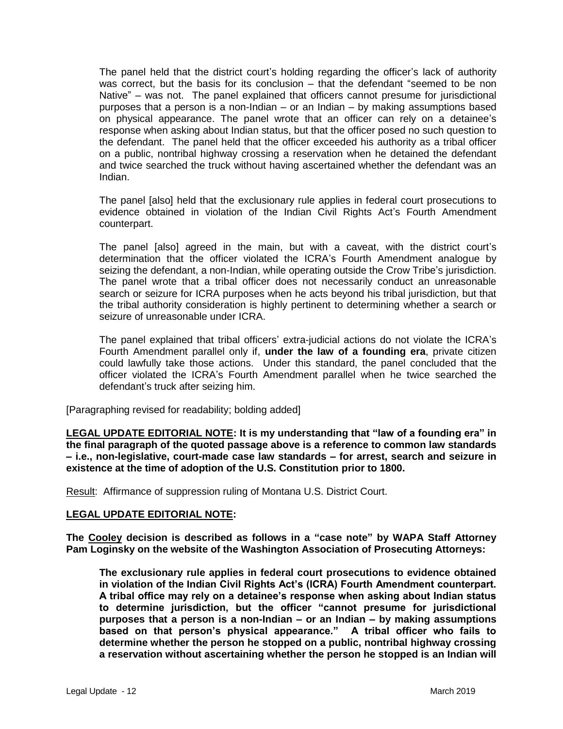> The panel held that the district court's holding regarding the officer's lack of authority was correct, but the basis for its conclusion – that the defendant "seemed to be non Native" – was not. The panel explained that officers cannot presume for jurisdictional purposes that a person is a non-Indian – or an Indian – by making assumptions based on physical appearance. The panel wrote that an officer can rely on a detainee's response when asking about Indian status, but that the officer posed no such question to the defendant. The panel held that the officer exceeded his authority as a tribal officer on a public, nontribal highway crossing a reservation when he detained the defendant and twice searched the truck without having ascertained whether the defendant was an Indian.
>
> The panel [also] held that the exclusionary rule applies in federal court prosecutions to evidence obtained in violation of the Indian Civil Rights Act's Fourth Amendment counterpart.
>
> The panel [also] agreed in the main, but with a caveat, with the district court's determination that the officer violated the ICRA's Fourth Amendment analogue by seizing the defendant, a non-Indian, while operating outside the Crow Tribe's jurisdiction. The panel wrote that a tribal officer does not necessarily conduct an unreasonable search or seizure for ICRA purposes when he acts beyond his tribal jurisdiction, but that the tribal authority consideration is highly pertinent to determining whether a search or seizure of unreasonable under ICRA.
>
> The panel explained that tribal officers' extra-judicial actions do not violate the ICRA's Fourth Amendment parallel only if, **under the law of a founding era**, private citizen could lawfully take those actions. Under this standard, the panel concluded that the officer violated the ICRA's Fourth Amendment parallel when he twice searched the defendant's truck after seizing him.

[Paragraphing revised for readability; bolding added]

**<u>LEGAL UPDATE EDITORIAL NOTE</u>: It is my understanding that "law of a founding era" in the final paragraph of the quoted passage above is a reference to common law standards – i.e., non-legislative, court-made case law standards – for arrest, search and seizure in existence at the time of adoption of the U.S. Constitution prior to 1800.**

<u>Result</u>: Affirmance of suppression ruling of Montana U.S. District Court.

**<u>LEGAL UPDATE EDITORIAL NOTE</u>:**

**The <u>Cooley</u> decision is described as follows in a "case note" by WAPA Staff Attorney Pam Loginsky on the website of the Washington Association of Prosecuting Attorneys:**

> **The exclusionary rule applies in federal court prosecutions to evidence obtained in violation of the Indian Civil Rights Act's (ICRA) Fourth Amendment counterpart. A tribal office may rely on a detainee's response when asking about Indian status to determine jurisdiction, but the officer "cannot presume for jurisdictional purposes that a person is a non-Indian – or an Indian – by making assumptions based on that person's physical appearance." A tribal officer who fails to determine whether the person he stopped on a public, nontribal highway crossing a reservation without ascertaining whether the person he stopped is an Indian will**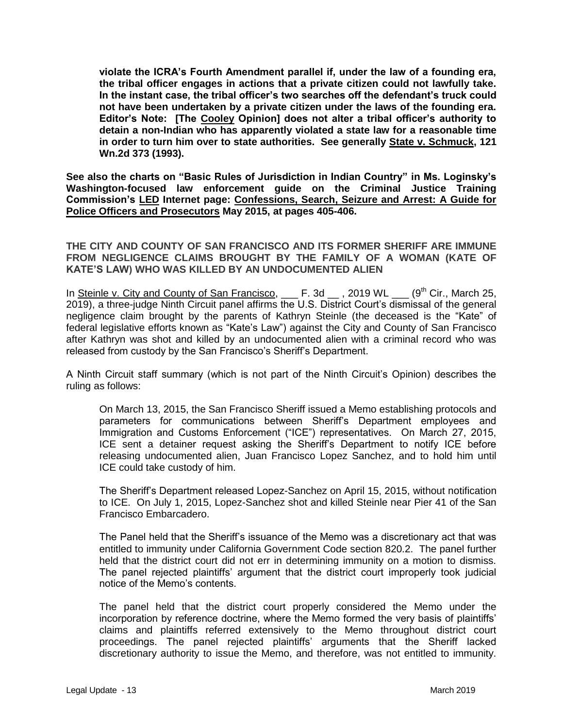**violate the ICRA's Fourth Amendment parallel if, under the law of a founding era, the tribal officer engages in actions that a private citizen could not lawfully take. In the instant case, the tribal officer's two searches off the defendant's truck could not have been undertaken by a private citizen under the laws of the founding era. Editor's Note: [The Cooley Opinion] does not alter a tribal officer's authority to detain a non-Indian who has apparently violated a state law for a reasonable time in order to turn him over to state authorities. See generally State v. Schmuck, 121 Wn.2d 373 (1993).**

**See also the charts on "Basic Rules of Jurisdiction in Indian Country" in Ms. Loginsky's Washington-focused law enforcement guide on the Criminal Justice Training Commission's LED Internet page: Confessions, Search, Seizure and Arrest: A Guide for Police Officers and Prosecutors May 2015, at pages 405-406.**

**THE CITY AND COUNTY OF SAN FRANCISCO AND ITS FORMER SHERIFF ARE IMMUNE FROM NEGLIGENCE CLAIMS BROUGHT BY THE FAMILY OF A WOMAN (KATE OF KATE'S LAW) WHO WAS KILLED BY AN UNDOCUMENTED ALIEN**

In Steinle v. City and County of San Francisco, ___ F. 3d __ , 2019 WL ___ (9th Cir., March 25, 2019), a three-judge Ninth Circuit panel affirms the U.S. District Court's dismissal of the general negligence claim brought by the parents of Kathryn Steinle (the deceased is the "Kate" of federal legislative efforts known as "Kate's Law") against the City and County of San Francisco after Kathryn was shot and killed by an undocumented alien with a criminal record who was released from custody by the San Francisco's Sheriff's Department.

A Ninth Circuit staff summary (which is not part of the Ninth Circuit's Opinion) describes the ruling as follows:

> On March 13, 2015, the San Francisco Sheriff issued a Memo establishing protocols and parameters for communications between Sheriff's Department employees and Immigration and Customs Enforcement ("ICE") representatives. On March 27, 2015, ICE sent a detainer request asking the Sheriff's Department to notify ICE before releasing undocumented alien, Juan Francisco Lopez Sanchez, and to hold him until ICE could take custody of him.
>
> The Sheriff's Department released Lopez-Sanchez on April 15, 2015, without notification to ICE. On July 1, 2015, Lopez-Sanchez shot and killed Steinle near Pier 41 of the San Francisco Embarcadero.
>
> The Panel held that the Sheriff's issuance of the Memo was a discretionary act that was entitled to immunity under California Government Code section 820.2. The panel further held that the district court did not err in determining immunity on a motion to dismiss. The panel rejected plaintiffs' argument that the district court improperly took judicial notice of the Memo's contents.
>
> The panel held that the district court properly considered the Memo under the incorporation by reference doctrine, where the Memo formed the very basis of plaintiffs' claims and plaintiffs referred extensively to the Memo throughout district court proceedings. The panel rejected plaintiffs' arguments that the Sheriff lacked discretionary authority to issue the Memo, and therefore, was not entitled to immunity.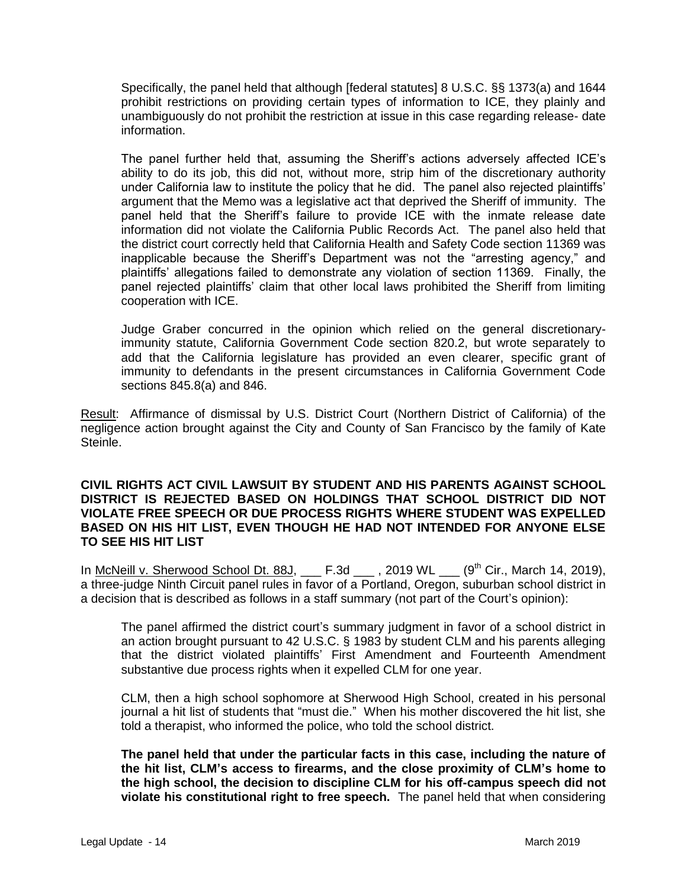Specifically, the panel held that although [federal statutes] 8 U.S.C. §§ 1373(a) and 1644 prohibit restrictions on providing certain types of information to ICE, they plainly and unambiguously do not prohibit the restriction at issue in this case regarding release- date information.

The panel further held that, assuming the Sheriff's actions adversely affected ICE's ability to do its job, this did not, without more, strip him of the discretionary authority under California law to institute the policy that he did. The panel also rejected plaintiffs' argument that the Memo was a legislative act that deprived the Sheriff of immunity. The panel held that the Sheriff's failure to provide ICE with the inmate release date information did not violate the California Public Records Act. The panel also held that the district court correctly held that California Health and Safety Code section 11369 was inapplicable because the Sheriff's Department was not the "arresting agency," and plaintiffs' allegations failed to demonstrate any violation of section 11369. Finally, the panel rejected plaintiffs' claim that other local laws prohibited the Sheriff from limiting cooperation with ICE.

Judge Graber concurred in the opinion which relied on the general discretionary-immunity statute, California Government Code section 820.2, but wrote separately to add that the California legislature has provided an even clearer, specific grant of immunity to defendants in the present circumstances in California Government Code sections 845.8(a) and 846.

Result: Affirmance of dismissal by U.S. District Court (Northern District of California) of the negligence action brought against the City and County of San Francisco by the family of Kate Steinle.

**CIVIL RIGHTS ACT CIVIL LAWSUIT BY STUDENT AND HIS PARENTS AGAINST SCHOOL DISTRICT IS REJECTED BASED ON HOLDINGS THAT SCHOOL DISTRICT DID NOT VIOLATE FREE SPEECH OR DUE PROCESS RIGHTS WHERE STUDENT WAS EXPELLED BASED ON HIS HIT LIST, EVEN THOUGH HE HAD NOT INTENDED FOR ANYONE ELSE TO SEE HIS HIT LIST**

In McNeill v. Sherwood School Dt. 88J, ___ F.3d ___ , 2019 WL ___ (9th Cir., March 14, 2019), a three-judge Ninth Circuit panel rules in favor of a Portland, Oregon, suburban school district in a decision that is described as follows in a staff summary (not part of the Court's opinion):

The panel affirmed the district court's summary judgment in favor of a school district in an action brought pursuant to 42 U.S.C. § 1983 by student CLM and his parents alleging that the district violated plaintiffs' First Amendment and Fourteenth Amendment substantive due process rights when it expelled CLM for one year.

CLM, then a high school sophomore at Sherwood High School, created in his personal journal a hit list of students that "must die." When his mother discovered the hit list, she told a therapist, who informed the police, who told the school district.

**The panel held that under the particular facts in this case, including the nature of the hit list, CLM's access to firearms, and the close proximity of CLM's home to the high school, the decision to discipline CLM for his off-campus speech did not violate his constitutional right to free speech.** The panel held that when considering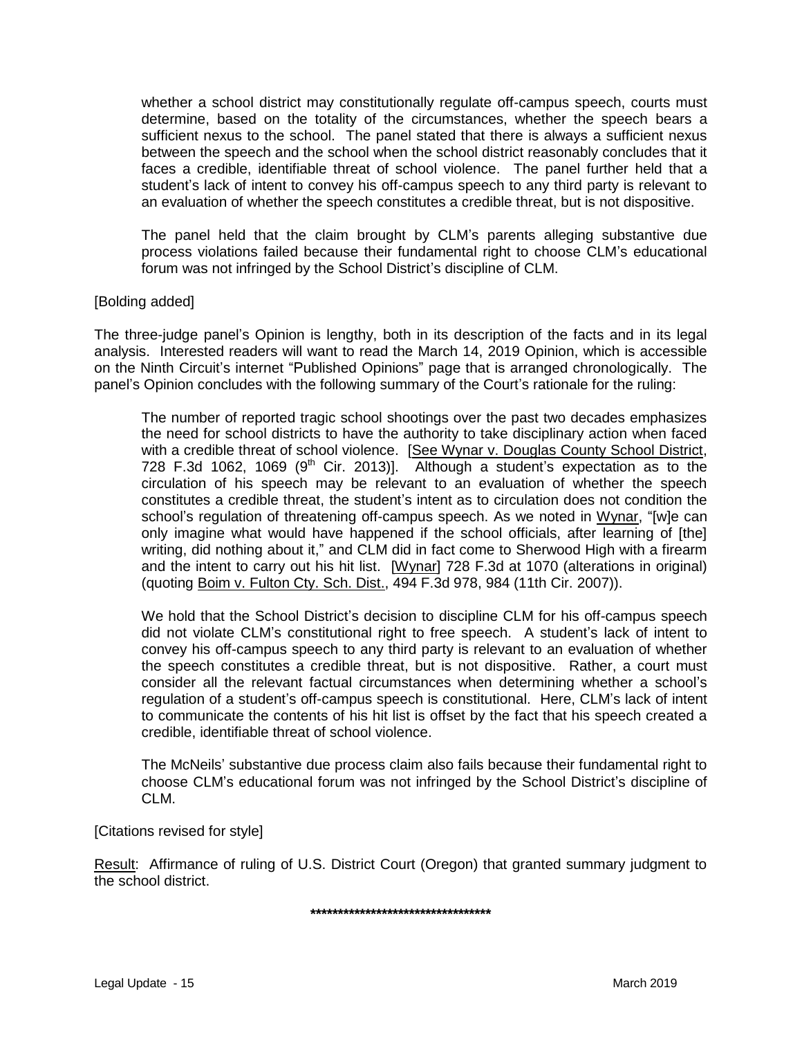> whether a school district may constitutionally regulate off-campus speech, courts must determine, based on the totality of the circumstances, whether the speech bears a sufficient nexus to the school. The panel stated that there is always a sufficient nexus between the speech and the school when the school district reasonably concludes that it faces a credible, identifiable threat of school violence. The panel further held that a student's lack of intent to convey his off-campus speech to any third party is relevant to an evaluation of whether the speech constitutes a credible threat, but is not dispositive.
>
> The panel held that the claim brought by CLM's parents alleging substantive due process violations failed because their fundamental right to choose CLM's educational forum was not infringed by the School District's discipline of CLM.

[Bolding added]

The three-judge panel's Opinion is lengthy, both in its description of the facts and in its legal analysis. Interested readers will want to read the March 14, 2019 Opinion, which is accessible on the Ninth Circuit's internet "Published Opinions" page that is arranged chronologically. The panel's Opinion concludes with the following summary of the Court's rationale for the ruling:

> The number of reported tragic school shootings over the past two decades emphasizes the need for school districts to have the authority to take disciplinary action when faced with a credible threat of school violence. [See Wynar v. Douglas County School District, 728 F.3d 1062, 1069 (9th Cir. 2013)]. Although a student's expectation as to the circulation of his speech may be relevant to an evaluation of whether the speech constitutes a credible threat, the student's intent as to circulation does not condition the school's regulation of threatening off-campus speech. As we noted in Wynar, "[w]e can only imagine what would have happened if the school officials, after learning of [the] writing, did nothing about it," and CLM did in fact come to Sherwood High with a firearm and the intent to carry out his hit list. [Wynar] 728 F.3d at 1070 (alterations in original) (quoting Boim v. Fulton Cty. Sch. Dist., 494 F.3d 978, 984 (11th Cir. 2007)).
>
> We hold that the School District's decision to discipline CLM for his off-campus speech did not violate CLM's constitutional right to free speech. A student's lack of intent to convey his off-campus speech to any third party is relevant to an evaluation of whether the speech constitutes a credible threat, but is not dispositive. Rather, a court must consider all the relevant factual circumstances when determining whether a school's regulation of a student's off-campus speech is constitutional. Here, CLM's lack of intent to communicate the contents of his hit list is offset by the fact that his speech created a credible, identifiable threat of school violence.
>
> The McNeils' substantive due process claim also fails because their fundamental right to choose CLM's educational forum was not infringed by the School District's discipline of CLM.

[Citations revised for style]

Result: Affirmance of ruling of U.S. District Court (Oregon) that granted summary judgment to the school district.

**********************************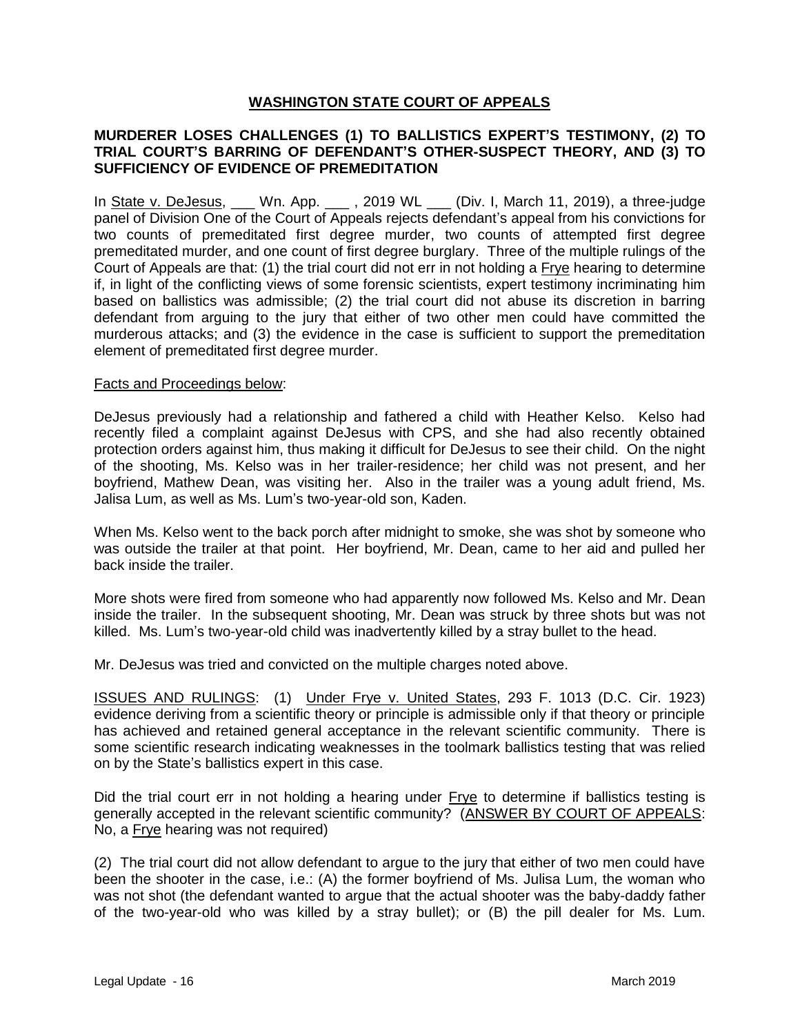## WASHINGTON STATE COURT OF APPEALS

### MURDERER LOSES CHALLENGES (1) TO BALLISTICS EXPERT'S TESTIMONY, (2) TO TRIAL COURT'S BARRING OF DEFENDANT'S OTHER-SUSPECT THEORY, AND (3) TO SUFFICIENCY OF EVIDENCE OF PREMEDITATION

In State v. DeJesus, ___ Wn. App. ___ , 2019 WL ___ (Div. I, March 11, 2019), a three-judge panel of Division One of the Court of Appeals rejects defendant's appeal from his convictions for two counts of premeditated first degree murder, two counts of attempted first degree premeditated murder, and one count of first degree burglary. Three of the multiple rulings of the Court of Appeals are that: (1) the trial court did not err in not holding a Frye hearing to determine if, in light of the conflicting views of some forensic scientists, expert testimony incriminating him based on ballistics was admissible; (2) the trial court did not abuse its discretion in barring defendant from arguing to the jury that either of two other men could have committed the murderous attacks; and (3) the evidence in the case is sufficient to support the premeditation element of premeditated first degree murder.

Facts and Proceedings below:

DeJesus previously had a relationship and fathered a child with Heather Kelso. Kelso had recently filed a complaint against DeJesus with CPS, and she had also recently obtained protection orders against him, thus making it difficult for DeJesus to see their child. On the night of the shooting, Ms. Kelso was in her trailer-residence; her child was not present, and her boyfriend, Mathew Dean, was visiting her. Also in the trailer was a young adult friend, Ms. Jalisa Lum, as well as Ms. Lum's two-year-old son, Kaden.

When Ms. Kelso went to the back porch after midnight to smoke, she was shot by someone who was outside the trailer at that point. Her boyfriend, Mr. Dean, came to her aid and pulled her back inside the trailer.

More shots were fired from someone who had apparently now followed Ms. Kelso and Mr. Dean inside the trailer. In the subsequent shooting, Mr. Dean was struck by three shots but was not killed. Ms. Lum's two-year-old child was inadvertently killed by a stray bullet to the head.

Mr. DeJesus was tried and convicted on the multiple charges noted above.

ISSUES AND RULINGS: (1) Under Frye v. United States, 293 F. 1013 (D.C. Cir. 1923) evidence deriving from a scientific theory or principle is admissible only if that theory or principle has achieved and retained general acceptance in the relevant scientific community. There is some scientific research indicating weaknesses in the toolmark ballistics testing that was relied on by the State's ballistics expert in this case.

Did the trial court err in not holding a hearing under Frye to determine if ballistics testing is generally accepted in the relevant scientific community? (ANSWER BY COURT OF APPEALS: No, a Frye hearing was not required)

(2) The trial court did not allow defendant to argue to the jury that either of two men could have been the shooter in the case, i.e.: (A) the former boyfriend of Ms. Julisa Lum, the woman who was not shot (the defendant wanted to argue that the actual shooter was the baby-daddy father of the two-year-old who was killed by a stray bullet); or (B) the pill dealer for Ms. Lum.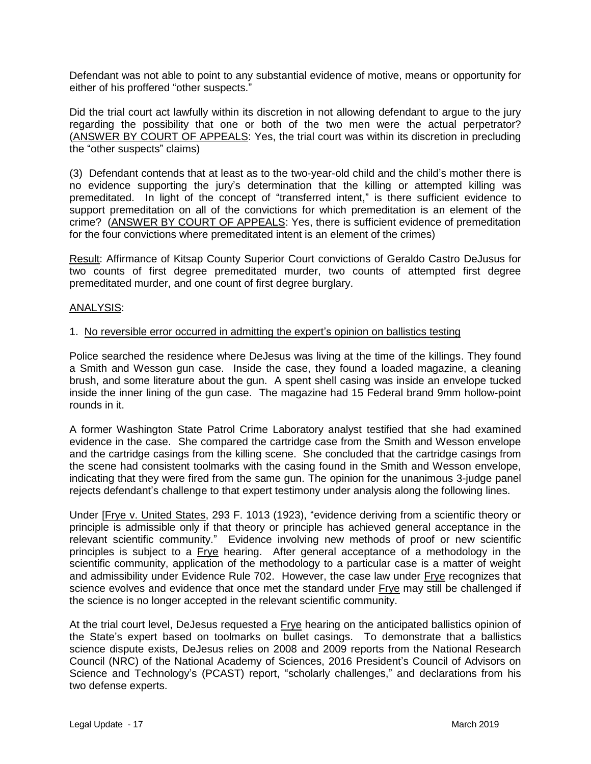Defendant was not able to point to any substantial evidence of motive, means or opportunity for either of his proffered "other suspects."

Did the trial court act lawfully within its discretion in not allowing defendant to argue to the jury regarding the possibility that one or both of the two men were the actual perpetrator? (ANSWER BY COURT OF APPEALS: Yes, the trial court was within its discretion in precluding the "other suspects" claims)

(3) Defendant contends that at least as to the two-year-old child and the child's mother there is no evidence supporting the jury's determination that the killing or attempted killing was premeditated. In light of the concept of "transferred intent," is there sufficient evidence to support premeditation on all of the convictions for which premeditation is an element of the crime? (ANSWER BY COURT OF APPEALS: Yes, there is sufficient evidence of premeditation for the four convictions where premeditated intent is an element of the crimes)

Result: Affirmance of Kitsap County Superior Court convictions of Geraldo Castro DeJusus for two counts of first degree premeditated murder, two counts of attempted first degree premeditated murder, and one count of first degree burglary.

ANALYSIS:

1. No reversible error occurred in admitting the expert's opinion on ballistics testing

Police searched the residence where DeJesus was living at the time of the killings. They found a Smith and Wesson gun case. Inside the case, they found a loaded magazine, a cleaning brush, and some literature about the gun. A spent shell casing was inside an envelope tucked inside the inner lining of the gun case. The magazine had 15 Federal brand 9mm hollow-point rounds in it.

A former Washington State Patrol Crime Laboratory analyst testified that she had examined evidence in the case. She compared the cartridge case from the Smith and Wesson envelope and the cartridge casings from the killing scene. She concluded that the cartridge casings from the scene had consistent toolmarks with the casing found in the Smith and Wesson envelope, indicating that they were fired from the same gun. The opinion for the unanimous 3-judge panel rejects defendant's challenge to that expert testimony under analysis along the following lines.

Under [Frye v. United States, 293 F. 1013 (1923), "evidence deriving from a scientific theory or principle is admissible only if that theory or principle has achieved general acceptance in the relevant scientific community." Evidence involving new methods of proof or new scientific principles is subject to a Frye hearing. After general acceptance of a methodology in the scientific community, application of the methodology to a particular case is a matter of weight and admissibility under Evidence Rule 702. However, the case law under Frye recognizes that science evolves and evidence that once met the standard under Frye may still be challenged if the science is no longer accepted in the relevant scientific community.

At the trial court level, DeJesus requested a Frye hearing on the anticipated ballistics opinion of the State's expert based on toolmarks on bullet casings. To demonstrate that a ballistics science dispute exists, DeJesus relies on 2008 and 2009 reports from the National Research Council (NRC) of the National Academy of Sciences, 2016 President's Council of Advisors on Science and Technology's (PCAST) report, "scholarly challenges," and declarations from his two defense experts.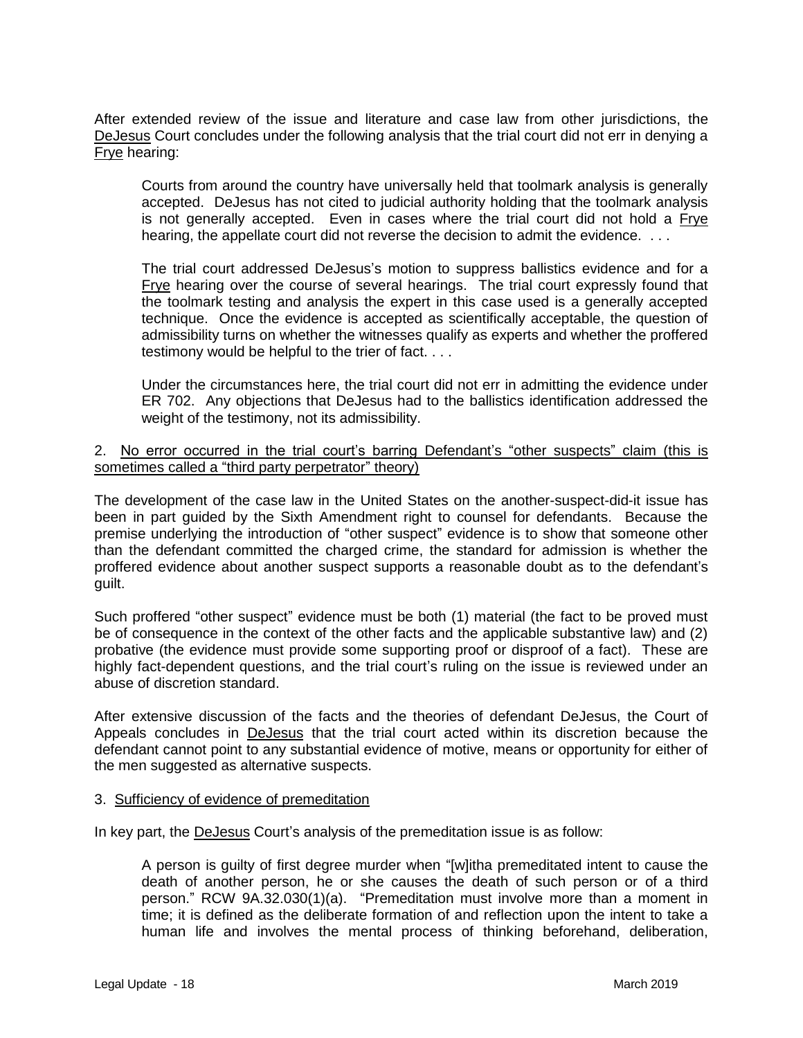After extended review of the issue and literature and case law from other jurisdictions, the DeJesus Court concludes under the following analysis that the trial court did not err in denying a Frye hearing:

> Courts from around the country have universally held that toolmark analysis is generally accepted. DeJesus has not cited to judicial authority holding that the toolmark analysis is not generally accepted. Even in cases where the trial court did not hold a Frye hearing, the appellate court did not reverse the decision to admit the evidence. . . .
>
> The trial court addressed DeJesus's motion to suppress ballistics evidence and for a Frye hearing over the course of several hearings. The trial court expressly found that the toolmark testing and analysis the expert in this case used is a generally accepted technique. Once the evidence is accepted as scientifically acceptable, the question of admissibility turns on whether the witnesses qualify as experts and whether the proffered testimony would be helpful to the trier of fact. . . .
>
> Under the circumstances here, the trial court did not err in admitting the evidence under ER 702. Any objections that DeJesus had to the ballistics identification addressed the weight of the testimony, not its admissibility.

2. No error occurred in the trial court's barring Defendant's "other suspects" claim (this is sometimes called a "third party perpetrator" theory)

The development of the case law in the United States on the another-suspect-did-it issue has been in part guided by the Sixth Amendment right to counsel for defendants. Because the premise underlying the introduction of "other suspect" evidence is to show that someone other than the defendant committed the charged crime, the standard for admission is whether the proffered evidence about another suspect supports a reasonable doubt as to the defendant's guilt.

Such proffered "other suspect" evidence must be both (1) material (the fact to be proved must be of consequence in the context of the other facts and the applicable substantive law) and (2) probative (the evidence must provide some supporting proof or disproof of a fact). These are highly fact-dependent questions, and the trial court's ruling on the issue is reviewed under an abuse of discretion standard.

After extensive discussion of the facts and the theories of defendant DeJesus, the Court of Appeals concludes in DeJesus that the trial court acted within its discretion because the defendant cannot point to any substantial evidence of motive, means or opportunity for either of the men suggested as alternative suspects.

3. Sufficiency of evidence of premeditation

In key part, the DeJesus Court's analysis of the premeditation issue is as follow:

> A person is guilty of first degree murder when "[w]itha premeditated intent to cause the death of another person, he or she causes the death of such person or of a third person." RCW 9A.32.030(1)(a). "Premeditation must involve more than a moment in time; it is defined as the deliberate formation of and reflection upon the intent to take a human life and involves the mental process of thinking beforehand, deliberation,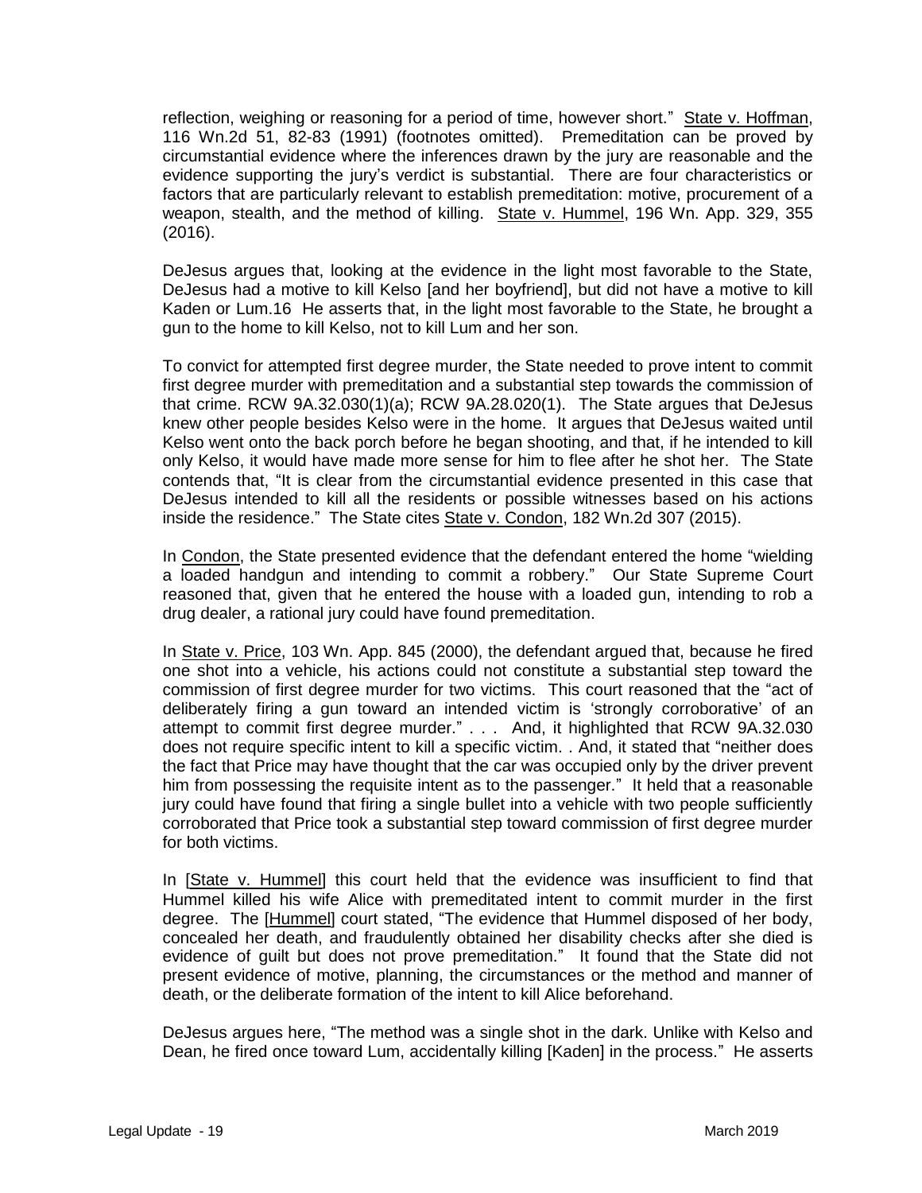reflection, weighing or reasoning for a period of time, however short." State v. Hoffman, 116 Wn.2d 51, 82-83 (1991) (footnotes omitted). Premeditation can be proved by circumstantial evidence where the inferences drawn by the jury are reasonable and the evidence supporting the jury's verdict is substantial. There are four characteristics or factors that are particularly relevant to establish premeditation: motive, procurement of a weapon, stealth, and the method of killing. State v. Hummel, 196 Wn. App. 329, 355 (2016).

DeJesus argues that, looking at the evidence in the light most favorable to the State, DeJesus had a motive to kill Kelso [and her boyfriend], but did not have a motive to kill Kaden or Lum.16 He asserts that, in the light most favorable to the State, he brought a gun to the home to kill Kelso, not to kill Lum and her son.

To convict for attempted first degree murder, the State needed to prove intent to commit first degree murder with premeditation and a substantial step towards the commission of that crime. RCW 9A.32.030(1)(a); RCW 9A.28.020(1). The State argues that DeJesus knew other people besides Kelso were in the home. It argues that DeJesus waited until Kelso went onto the back porch before he began shooting, and that, if he intended to kill only Kelso, it would have made more sense for him to flee after he shot her. The State contends that, "It is clear from the circumstantial evidence presented in this case that DeJesus intended to kill all the residents or possible witnesses based on his actions inside the residence." The State cites State v. Condon, 182 Wn.2d 307 (2015).

In Condon, the State presented evidence that the defendant entered the home "wielding a loaded handgun and intending to commit a robbery." Our State Supreme Court reasoned that, given that he entered the house with a loaded gun, intending to rob a drug dealer, a rational jury could have found premeditation.

In State v. Price, 103 Wn. App. 845 (2000), the defendant argued that, because he fired one shot into a vehicle, his actions could not constitute a substantial step toward the commission of first degree murder for two victims. This court reasoned that the "act of deliberately firing a gun toward an intended victim is 'strongly corroborative' of an attempt to commit first degree murder." . . . And, it highlighted that RCW 9A.32.030 does not require specific intent to kill a specific victim. . And, it stated that "neither does the fact that Price may have thought that the car was occupied only by the driver prevent him from possessing the requisite intent as to the passenger." It held that a reasonable jury could have found that firing a single bullet into a vehicle with two people sufficiently corroborated that Price took a substantial step toward commission of first degree murder for both victims.

In [State v. Hummel] this court held that the evidence was insufficient to find that Hummel killed his wife Alice with premeditated intent to commit murder in the first degree. The [Hummel] court stated, "The evidence that Hummel disposed of her body, concealed her death, and fraudulently obtained her disability checks after she died is evidence of guilt but does not prove premeditation." It found that the State did not present evidence of motive, planning, the circumstances or the method and manner of death, or the deliberate formation of the intent to kill Alice beforehand.

DeJesus argues here, "The method was a single shot in the dark. Unlike with Kelso and Dean, he fired once toward Lum, accidentally killing [Kaden] in the process." He asserts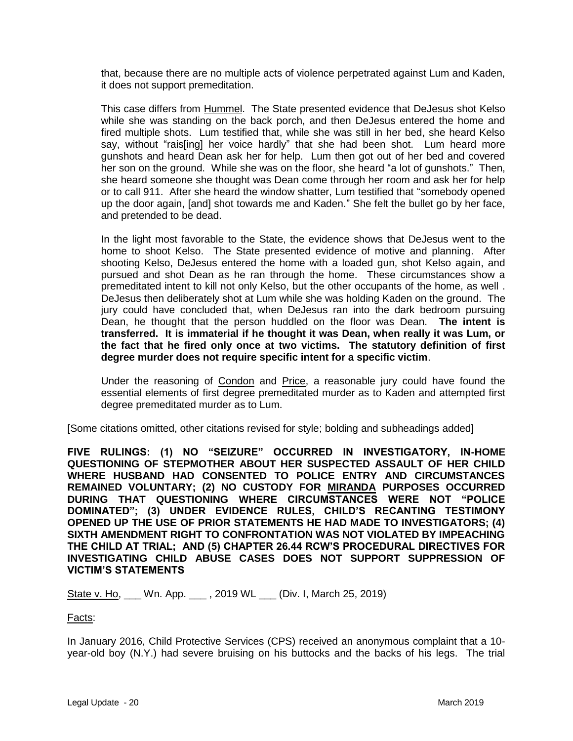that, because there are no multiple acts of violence perpetrated against Lum and Kaden, it does not support premeditation.

This case differs from Hummel. The State presented evidence that DeJesus shot Kelso while she was standing on the back porch, and then DeJesus entered the home and fired multiple shots. Lum testified that, while she was still in her bed, she heard Kelso say, without "rais[ing] her voice hardly" that she had been shot. Lum heard more gunshots and heard Dean ask her for help. Lum then got out of her bed and covered her son on the ground. While she was on the floor, she heard "a lot of gunshots." Then, she heard someone she thought was Dean come through her room and ask her for help or to call 911. After she heard the window shatter, Lum testified that "somebody opened up the door again, [and] shot towards me and Kaden." She felt the bullet go by her face, and pretended to be dead.

In the light most favorable to the State, the evidence shows that DeJesus went to the home to shoot Kelso. The State presented evidence of motive and planning. After shooting Kelso, DeJesus entered the home with a loaded gun, shot Kelso again, and pursued and shot Dean as he ran through the home. These circumstances show a premeditated intent to kill not only Kelso, but the other occupants of the home, as well . DeJesus then deliberately shot at Lum while she was holding Kaden on the ground. The jury could have concluded that, when DeJesus ran into the dark bedroom pursuing Dean, he thought that the person huddled on the floor was Dean. **The intent is transferred. It is immaterial if he thought it was Dean, when really it was Lum, or the fact that he fired only once at two victims. The statutory definition of first degree murder does not require specific intent for a specific victim**.

Under the reasoning of Condon and Price, a reasonable jury could have found the essential elements of first degree premeditated murder as to Kaden and attempted first degree premeditated murder as to Lum.

[Some citations omitted, other citations revised for style; bolding and subheadings added]

**FIVE RULINGS: (1) NO "SEIZURE" OCCURRED IN INVESTIGATORY, IN-HOME QUESTIONING OF STEPMOTHER ABOUT HER SUSPECTED ASSAULT OF HER CHILD WHERE HUSBAND HAD CONSENTED TO POLICE ENTRY AND CIRCUMSTANCES REMAINED VOLUNTARY; (2) NO CUSTODY FOR MIRANDA PURPOSES OCCURRED DURING THAT QUESTIONING WHERE CIRCUMSTANCES WERE NOT "POLICE DOMINATED"; (3) UNDER EVIDENCE RULES, CHILD'S RECANTING TESTIMONY OPENED UP THE USE OF PRIOR STATEMENTS HE HAD MADE TO INVESTIGATORS; (4) SIXTH AMENDMENT RIGHT TO CONFRONTATION WAS NOT VIOLATED BY IMPEACHING THE CHILD AT TRIAL; AND (5) CHAPTER 26.44 RCW'S PROCEDURAL DIRECTIVES FOR INVESTIGATING CHILD ABUSE CASES DOES NOT SUPPORT SUPPRESSION OF VICTIM'S STATEMENTS**

State v. Ho, ___ Wn. App. ___ , 2019 WL ___ (Div. I, March 25, 2019)

Facts:

In January 2016, Child Protective Services (CPS) received an anonymous complaint that a 10-year-old boy (N.Y.) had severe bruising on his buttocks and the backs of his legs. The trial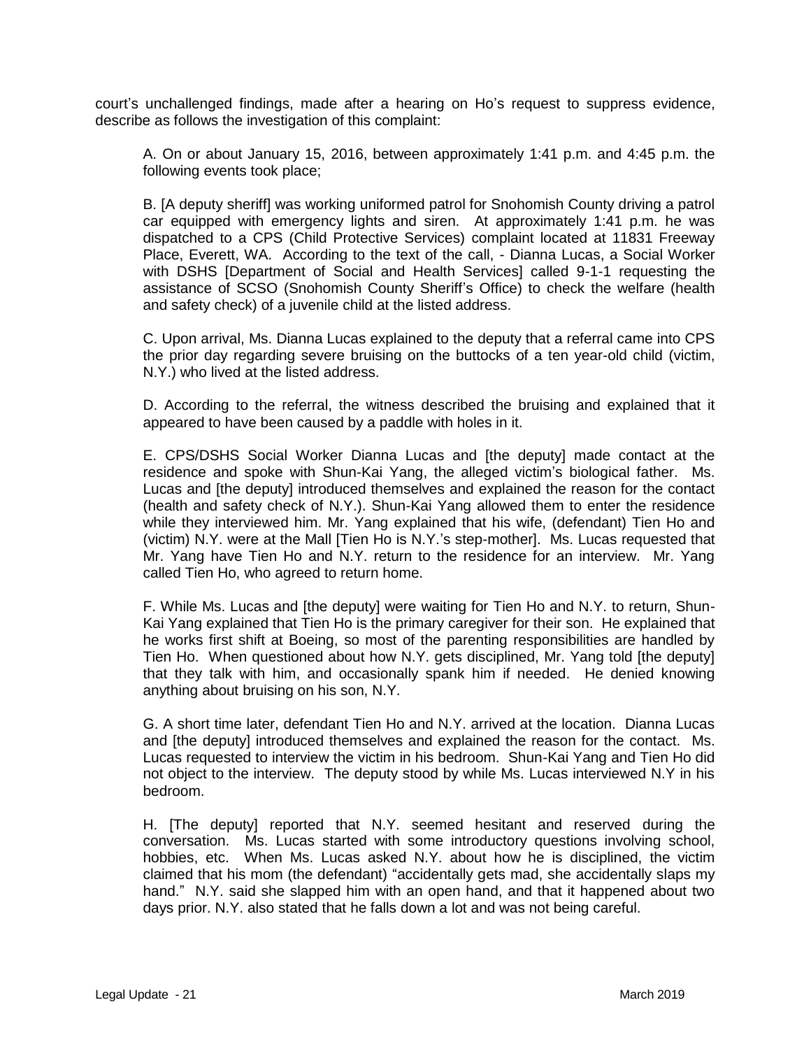court's unchallenged findings, made after a hearing on Ho's request to suppress evidence, describe as follows the investigation of this complaint:

> A. On or about January 15, 2016, between approximately 1:41 p.m. and 4:45 p.m. the following events took place;
>
> B. [A deputy sheriff] was working uniformed patrol for Snohomish County driving a patrol car equipped with emergency lights and siren. At approximately 1:41 p.m. he was dispatched to a CPS (Child Protective Services) complaint located at 11831 Freeway Place, Everett, WA. According to the text of the call, - Dianna Lucas, a Social Worker with DSHS [Department of Social and Health Services] called 9-1-1 requesting the assistance of SCSO (Snohomish County Sheriff's Office) to check the welfare (health and safety check) of a juvenile child at the listed address.
>
> C. Upon arrival, Ms. Dianna Lucas explained to the deputy that a referral came into CPS the prior day regarding severe bruising on the buttocks of a ten year-old child (victim, N.Y.) who lived at the listed address.
>
> D. According to the referral, the witness described the bruising and explained that it appeared to have been caused by a paddle with holes in it.
>
> E. CPS/DSHS Social Worker Dianna Lucas and [the deputy] made contact at the residence and spoke with Shun-Kai Yang, the alleged victim's biological father. Ms. Lucas and [the deputy] introduced themselves and explained the reason for the contact (health and safety check of N.Y.). Shun-Kai Yang allowed them to enter the residence while they interviewed him. Mr. Yang explained that his wife, (defendant) Tien Ho and (victim) N.Y. were at the Mall [Tien Ho is N.Y.'s step-mother]. Ms. Lucas requested that Mr. Yang have Tien Ho and N.Y. return to the residence for an interview. Mr. Yang called Tien Ho, who agreed to return home.
>
> F. While Ms. Lucas and [the deputy] were waiting for Tien Ho and N.Y. to return, Shun-Kai Yang explained that Tien Ho is the primary caregiver for their son. He explained that he works first shift at Boeing, so most of the parenting responsibilities are handled by Tien Ho. When questioned about how N.Y. gets disciplined, Mr. Yang told [the deputy] that they talk with him, and occasionally spank him if needed. He denied knowing anything about bruising on his son, N.Y.
>
> G. A short time later, defendant Tien Ho and N.Y. arrived at the location. Dianna Lucas and [the deputy] introduced themselves and explained the reason for the contact. Ms. Lucas requested to interview the victim in his bedroom. Shun-Kai Yang and Tien Ho did not object to the interview. The deputy stood by while Ms. Lucas interviewed N.Y in his bedroom.
>
> H. [The deputy] reported that N.Y. seemed hesitant and reserved during the conversation. Ms. Lucas started with some introductory questions involving school, hobbies, etc. When Ms. Lucas asked N.Y. about how he is disciplined, the victim claimed that his mom (the defendant) "accidentally gets mad, she accidentally slaps my hand." N.Y. said she slapped him with an open hand, and that it happened about two days prior. N.Y. also stated that he falls down a lot and was not being careful.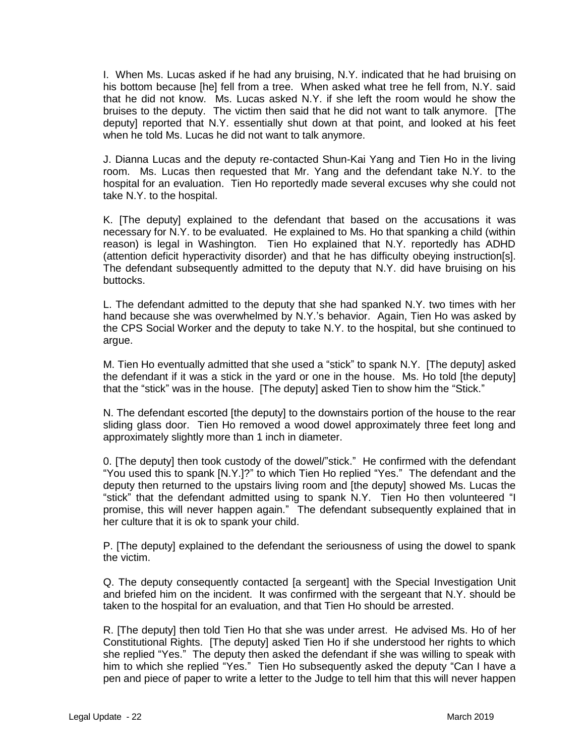I. When Ms. Lucas asked if he had any bruising, N.Y. indicated that he had bruising on his bottom because [he] fell from a tree. When asked what tree he fell from, N.Y. said that he did not know. Ms. Lucas asked N.Y. if she left the room would he show the bruises to the deputy. The victim then said that he did not want to talk anymore. [The deputy] reported that N.Y. essentially shut down at that point, and looked at his feet when he told Ms. Lucas he did not want to talk anymore.

J. Dianna Lucas and the deputy re-contacted Shun-Kai Yang and Tien Ho in the living room. Ms. Lucas then requested that Mr. Yang and the defendant take N.Y. to the hospital for an evaluation. Tien Ho reportedly made several excuses why she could not take N.Y. to the hospital.

K. [The deputy] explained to the defendant that based on the accusations it was necessary for N.Y. to be evaluated. He explained to Ms. Ho that spanking a child (within reason) is legal in Washington. Tien Ho explained that N.Y. reportedly has ADHD (attention deficit hyperactivity disorder) and that he has difficulty obeying instruction[s]. The defendant subsequently admitted to the deputy that N.Y. did have bruising on his buttocks.

L. The defendant admitted to the deputy that she had spanked N.Y. two times with her hand because she was overwhelmed by N.Y.'s behavior. Again, Tien Ho was asked by the CPS Social Worker and the deputy to take N.Y. to the hospital, but she continued to argue.

M. Tien Ho eventually admitted that she used a "stick" to spank N.Y. [The deputy] asked the defendant if it was a stick in the yard or one in the house. Ms. Ho told [the deputy] that the "stick" was in the house. [The deputy] asked Tien to show him the "Stick."

N. The defendant escorted [the deputy] to the downstairs portion of the house to the rear sliding glass door. Tien Ho removed a wood dowel approximately three feet long and approximately slightly more than 1 inch in diameter.

0. [The deputy] then took custody of the dowel/"stick." He confirmed with the defendant "You used this to spank [N.Y.]?" to which Tien Ho replied "Yes." The defendant and the deputy then returned to the upstairs living room and [the deputy] showed Ms. Lucas the "stick" that the defendant admitted using to spank N.Y. Tien Ho then volunteered "I promise, this will never happen again." The defendant subsequently explained that in her culture that it is ok to spank your child.

P. [The deputy] explained to the defendant the seriousness of using the dowel to spank the victim.

Q. The deputy consequently contacted [a sergeant] with the Special Investigation Unit and briefed him on the incident. It was confirmed with the sergeant that N.Y. should be taken to the hospital for an evaluation, and that Tien Ho should be arrested.

R. [The deputy] then told Tien Ho that she was under arrest. He advised Ms. Ho of her Constitutional Rights. [The deputy] asked Tien Ho if she understood her rights to which she replied "Yes." The deputy then asked the defendant if she was willing to speak with him to which she replied "Yes." Tien Ho subsequently asked the deputy "Can I have a pen and piece of paper to write a letter to the Judge to tell him that this will never happen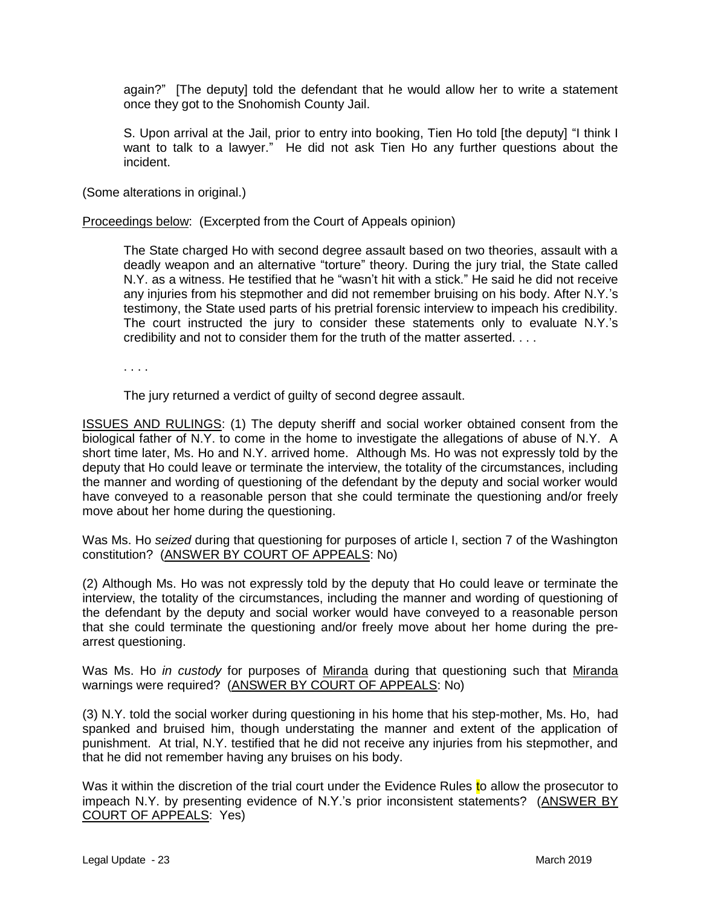> again?" [The deputy] told the defendant that he would allow her to write a statement once they got to the Snohomish County Jail.
>
> S. Upon arrival at the Jail, prior to entry into booking, Tien Ho told [the deputy] "I think I want to talk to a lawyer." He did not ask Tien Ho any further questions about the incident.

(Some alterations in original.)

Proceedings below: (Excerpted from the Court of Appeals opinion)

> The State charged Ho with second degree assault based on two theories, assault with a deadly weapon and an alternative "torture" theory. During the jury trial, the State called N.Y. as a witness. He testified that he "wasn't hit with a stick." He said he did not receive any injuries from his stepmother and did not remember bruising on his body. After N.Y.'s testimony, the State used parts of his pretrial forensic interview to impeach his credibility. The court instructed the jury to consider these statements only to evaluate N.Y.'s credibility and not to consider them for the truth of the matter asserted. . . .
>
> . . . .
>
> The jury returned a verdict of guilty of second degree assault.

ISSUES AND RULINGS: (1) The deputy sheriff and social worker obtained consent from the biological father of N.Y. to come in the home to investigate the allegations of abuse of N.Y. A short time later, Ms. Ho and N.Y. arrived home. Although Ms. Ho was not expressly told by the deputy that Ho could leave or terminate the interview, the totality of the circumstances, including the manner and wording of questioning of the defendant by the deputy and social worker would have conveyed to a reasonable person that she could terminate the questioning and/or freely move about her home during the questioning.

Was Ms. Ho *seized* during that questioning for purposes of article I, section 7 of the Washington constitution? (ANSWER BY COURT OF APPEALS: No)

(2) Although Ms. Ho was not expressly told by the deputy that Ho could leave or terminate the interview, the totality of the circumstances, including the manner and wording of questioning of the defendant by the deputy and social worker would have conveyed to a reasonable person that she could terminate the questioning and/or freely move about her home during the pre-arrest questioning.

Was Ms. Ho *in custody* for purposes of Miranda during that questioning such that Miranda warnings were required? (ANSWER BY COURT OF APPEALS: No)

(3) N.Y. told the social worker during questioning in his home that his step-mother, Ms. Ho, had spanked and bruised him, though understating the manner and extent of the application of punishment. At trial, N.Y. testified that he did not receive any injuries from his stepmother, and that he did not remember having any bruises on his body.

Was it within the discretion of the trial court under the Evidence Rules to allow the prosecutor to impeach N.Y. by presenting evidence of N.Y.'s prior inconsistent statements? (ANSWER BY COURT OF APPEALS: Yes)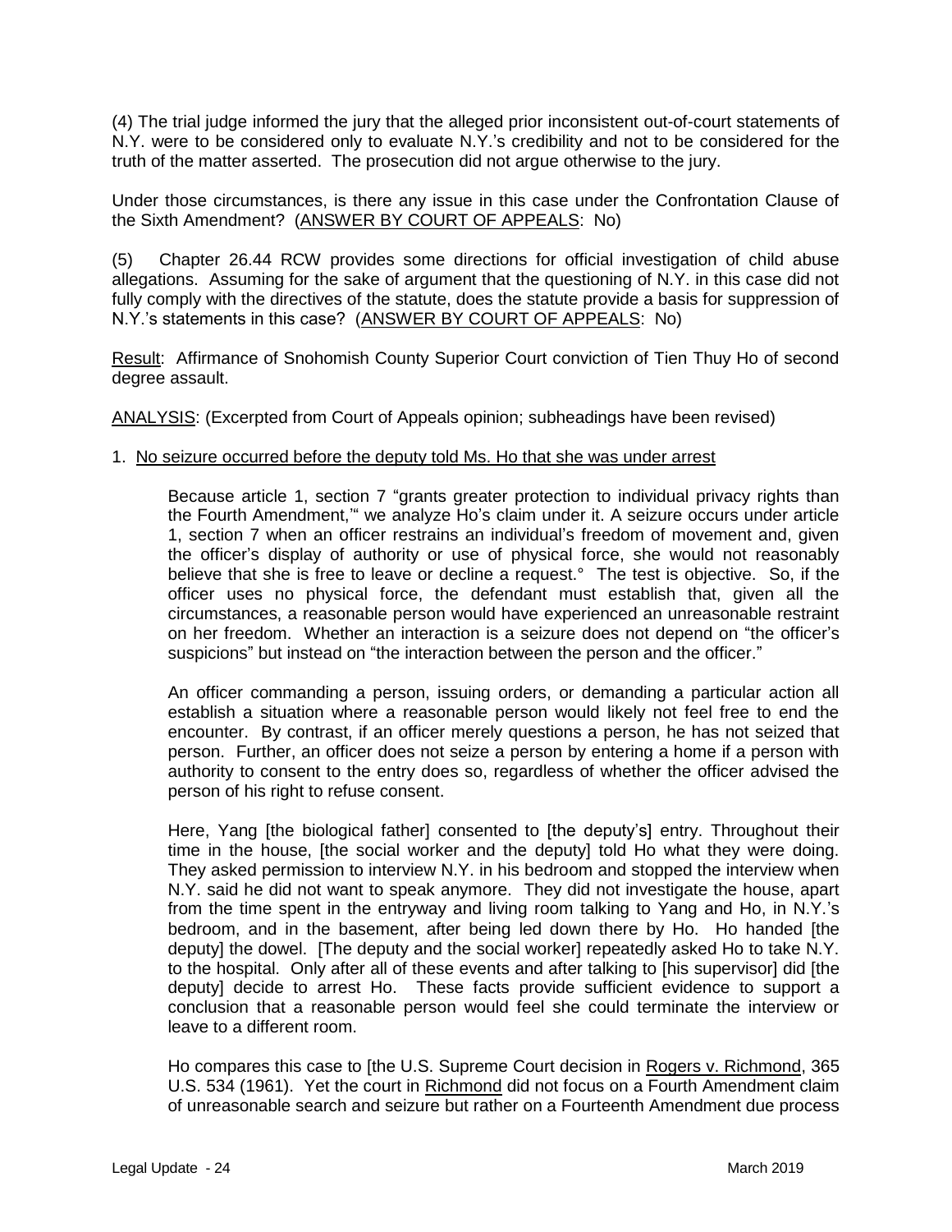(4) The trial judge informed the jury that the alleged prior inconsistent out-of-court statements of N.Y. were to be considered only to evaluate N.Y.'s credibility and not to be considered for the truth of the matter asserted. The prosecution did not argue otherwise to the jury.

Under those circumstances, is there any issue in this case under the Confrontation Clause of the Sixth Amendment? (<u>ANSWER BY COURT OF APPEALS</u>: No)

(5) Chapter 26.44 RCW provides some directions for official investigation of child abuse allegations. Assuming for the sake of argument that the questioning of N.Y. in this case did not fully comply with the directives of the statute, does the statute provide a basis for suppression of N.Y.'s statements in this case? (<u>ANSWER BY COURT OF APPEALS</u>: No)

<u>Result</u>: Affirmance of Snohomish County Superior Court conviction of Tien Thuy Ho of second degree assault.

<u>ANALYSIS</u>: (Excerpted from Court of Appeals opinion; subheadings have been revised)

1. <u>No seizure occurred before the deputy told Ms. Ho that she was under arrest</u>

> Because article 1, section 7 "grants greater protection to individual privacy rights than the Fourth Amendment,'" we analyze Ho's claim under it. A seizure occurs under article 1, section 7 when an officer restrains an individual's freedom of movement and, given the officer's display of authority or use of physical force, she would not reasonably believe that she is free to leave or decline a request.° The test is objective. So, if the officer uses no physical force, the defendant must establish that, given all the circumstances, a reasonable person would have experienced an unreasonable restraint on her freedom. Whether an interaction is a seizure does not depend on "the officer's suspicions" but instead on "the interaction between the person and the officer."
>
> An officer commanding a person, issuing orders, or demanding a particular action all establish a situation where a reasonable person would likely not feel free to end the encounter. By contrast, if an officer merely questions a person, he has not seized that person. Further, an officer does not seize a person by entering a home if a person with authority to consent to the entry does so, regardless of whether the officer advised the person of his right to refuse consent.
>
> Here, Yang [the biological father] consented to [the deputy's] entry. Throughout their time in the house, [the social worker and the deputy] told Ho what they were doing. They asked permission to interview N.Y. in his bedroom and stopped the interview when N.Y. said he did not want to speak anymore. They did not investigate the house, apart from the time spent in the entryway and living room talking to Yang and Ho, in N.Y.'s bedroom, and in the basement, after being led down there by Ho. Ho handed [the deputy] the dowel. [The deputy and the social worker] repeatedly asked Ho to take N.Y. to the hospital. Only after all of these events and after talking to [his supervisor] did [the deputy] decide to arrest Ho. These facts provide sufficient evidence to support a conclusion that a reasonable person would feel she could terminate the interview or leave to a different room.
>
> Ho compares this case to [the U.S. Supreme Court decision in <u>Rogers v. Richmond</u>, 365 U.S. 534 (1961). Yet the court in <u>Richmond</u> did not focus on a Fourth Amendment claim of unreasonable search and seizure but rather on a Fourteenth Amendment due process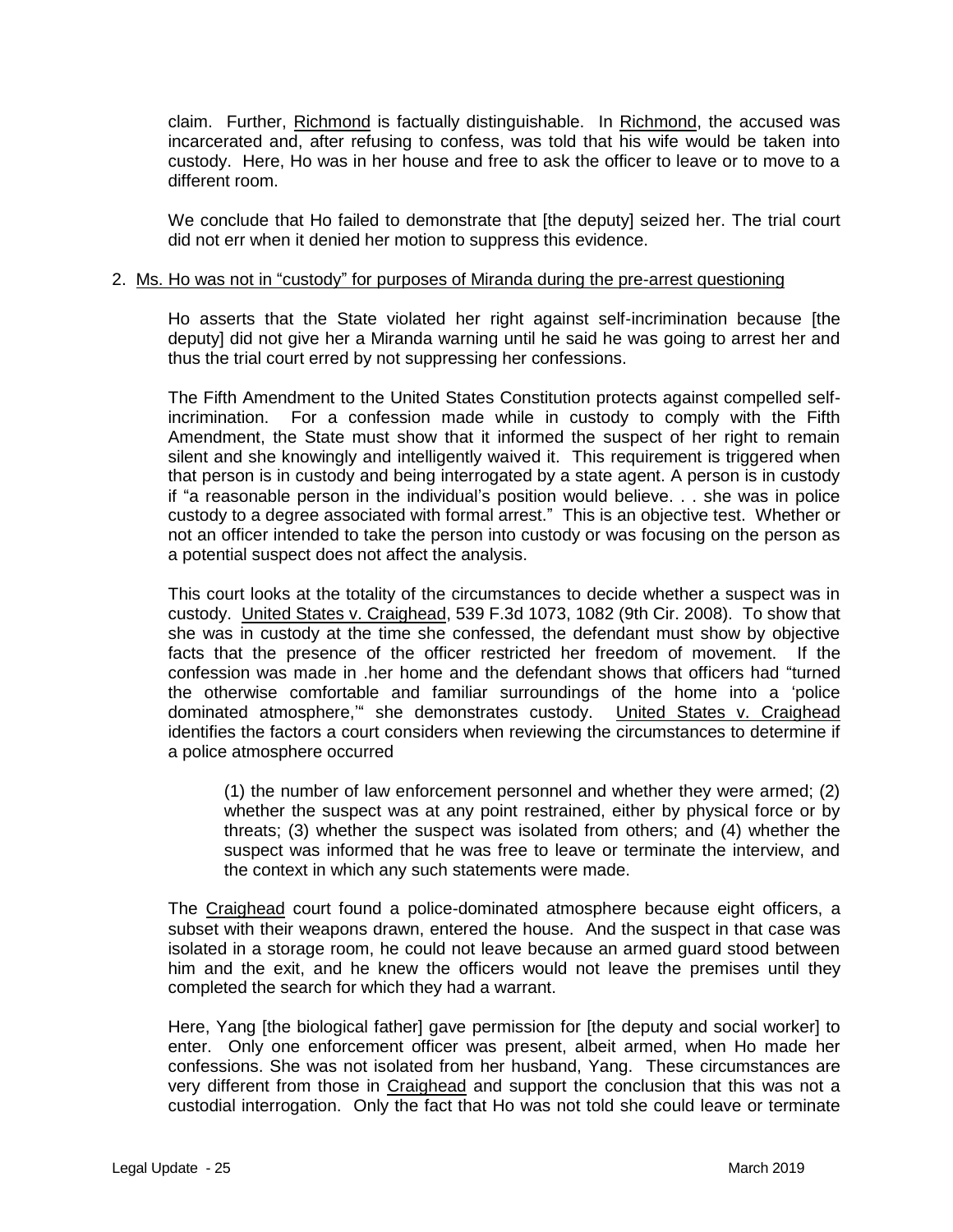claim. Further, Richmond is factually distinguishable. In Richmond, the accused was incarcerated and, after refusing to confess, was told that his wife would be taken into custody. Here, Ho was in her house and free to ask the officer to leave or to move to a different room.

We conclude that Ho failed to demonstrate that [the deputy] seized her. The trial court did not err when it denied her motion to suppress this evidence.

2. Ms. Ho was not in "custody" for purposes of Miranda during the pre-arrest questioning

Ho asserts that the State violated her right against self-incrimination because [the deputy] did not give her a Miranda warning until he said he was going to arrest her and thus the trial court erred by not suppressing her confessions.

The Fifth Amendment to the United States Constitution protects against compelled self-incrimination. For a confession made while in custody to comply with the Fifth Amendment, the State must show that it informed the suspect of her right to remain silent and she knowingly and intelligently waived it. This requirement is triggered when that person is in custody and being interrogated by a state agent. A person is in custody if "a reasonable person in the individual's position would believe. . . she was in police custody to a degree associated with formal arrest." This is an objective test. Whether or not an officer intended to take the person into custody or was focusing on the person as a potential suspect does not affect the analysis.

This court looks at the totality of the circumstances to decide whether a suspect was in custody. United States v. Craighead, 539 F.3d 1073, 1082 (9th Cir. 2008). To show that she was in custody at the time she confessed, the defendant must show by objective facts that the presence of the officer restricted her freedom of movement. If the confession was made in .her home and the defendant shows that officers had "turned the otherwise comfortable and familiar surroundings of the home into a 'police dominated atmosphere,'" she demonstrates custody. United States v. Craighead identifies the factors a court considers when reviewing the circumstances to determine if a police atmosphere occurred

> (1) the number of law enforcement personnel and whether they were armed; (2) whether the suspect was at any point restrained, either by physical force or by threats; (3) whether the suspect was isolated from others; and (4) whether the suspect was informed that he was free to leave or terminate the interview, and the context in which any such statements were made.

The Craighead court found a police-dominated atmosphere because eight officers, a subset with their weapons drawn, entered the house. And the suspect in that case was isolated in a storage room, he could not leave because an armed guard stood between him and the exit, and he knew the officers would not leave the premises until they completed the search for which they had a warrant.

Here, Yang [the biological father] gave permission for [the deputy and social worker] to enter. Only one enforcement officer was present, albeit armed, when Ho made her confessions. She was not isolated from her husband, Yang. These circumstances are very different from those in Craighead and support the conclusion that this was not a custodial interrogation. Only the fact that Ho was not told she could leave or terminate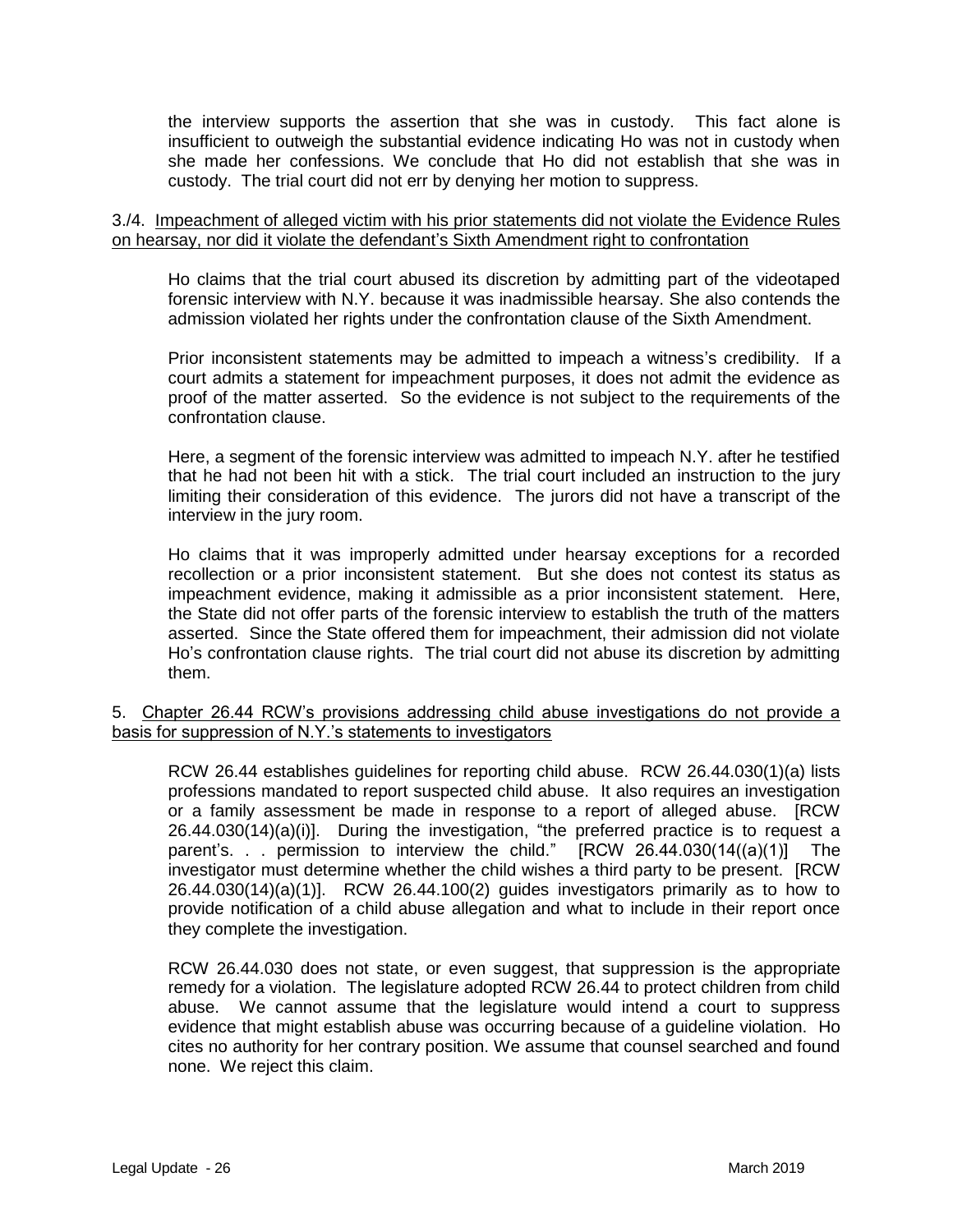the interview supports the assertion that she was in custody. This fact alone is insufficient to outweigh the substantial evidence indicating Ho was not in custody when she made her confessions. We conclude that Ho did not establish that she was in custody. The trial court did not err by denying her motion to suppress.

3./4. <u>Impeachment of alleged victim with his prior statements did not violate the Evidence Rules on hearsay, nor did it violate the defendant's Sixth Amendment right to confrontation</u>

Ho claims that the trial court abused its discretion by admitting part of the videotaped forensic interview with N.Y. because it was inadmissible hearsay. She also contends the admission violated her rights under the confrontation clause of the Sixth Amendment.

Prior inconsistent statements may be admitted to impeach a witness's credibility. If a court admits a statement for impeachment purposes, it does not admit the evidence as proof of the matter asserted. So the evidence is not subject to the requirements of the confrontation clause.

Here, a segment of the forensic interview was admitted to impeach N.Y. after he testified that he had not been hit with a stick. The trial court included an instruction to the jury limiting their consideration of this evidence. The jurors did not have a transcript of the interview in the jury room.

Ho claims that it was improperly admitted under hearsay exceptions for a recorded recollection or a prior inconsistent statement. But she does not contest its status as impeachment evidence, making it admissible as a prior inconsistent statement. Here, the State did not offer parts of the forensic interview to establish the truth of the matters asserted. Since the State offered them for impeachment, their admission did not violate Ho's confrontation clause rights. The trial court did not abuse its discretion by admitting them.

5. <u>Chapter 26.44 RCW's provisions addressing child abuse investigations do not provide a basis for suppression of N.Y.'s statements to investigators</u>

RCW 26.44 establishes guidelines for reporting child abuse. RCW 26.44.030(1)(a) lists professions mandated to report suspected child abuse. It also requires an investigation or a family assessment be made in response to a report of alleged abuse. [RCW 26.44.030(14)(a)(i)]. During the investigation, "the preferred practice is to request a parent's. . . permission to interview the child." [RCW 26.44.030(14((a)(1)] The investigator must determine whether the child wishes a third party to be present. [RCW 26.44.030(14)(a)(1)]. RCW 26.44.100(2) guides investigators primarily as to how to provide notification of a child abuse allegation and what to include in their report once they complete the investigation.

RCW 26.44.030 does not state, or even suggest, that suppression is the appropriate remedy for a violation. The legislature adopted RCW 26.44 to protect children from child abuse. We cannot assume that the legislature would intend a court to suppress evidence that might establish abuse was occurring because of a guideline violation. Ho cites no authority for her contrary position. We assume that counsel searched and found none. We reject this claim.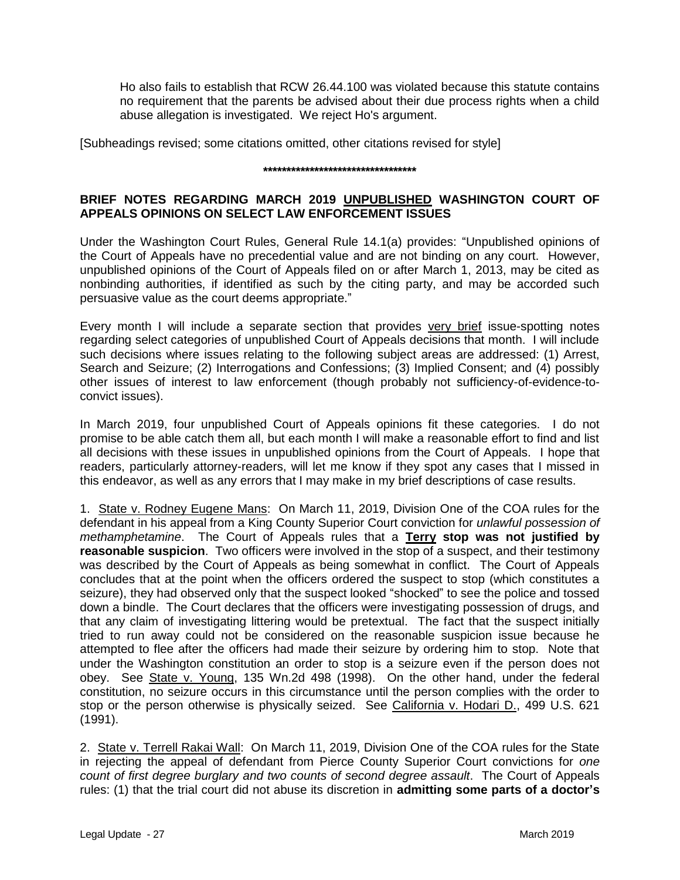> Ho also fails to establish that RCW 26.44.100 was violated because this statute contains no requirement that the parents be advised about their due process rights when a child abuse allegation is investigated. We reject Ho's argument.

[Subheadings revised; some citations omitted, other citations revised for style]

**********************************

## BRIEF NOTES REGARDING MARCH 2019 UNPUBLISHED WASHINGTON COURT OF APPEALS OPINIONS ON SELECT LAW ENFORCEMENT ISSUES

Under the Washington Court Rules, General Rule 14.1(a) provides: "Unpublished opinions of the Court of Appeals have no precedential value and are not binding on any court. However, unpublished opinions of the Court of Appeals filed on or after March 1, 2013, may be cited as nonbinding authorities, if identified as such by the citing party, and may be accorded such persuasive value as the court deems appropriate."

Every month I will include a separate section that provides very brief issue-spotting notes regarding select categories of unpublished Court of Appeals decisions that month. I will include such decisions where issues relating to the following subject areas are addressed: (1) Arrest, Search and Seizure; (2) Interrogations and Confessions; (3) Implied Consent; and (4) possibly other issues of interest to law enforcement (though probably not sufficiency-of-evidence-to-convict issues).

In March 2019, four unpublished Court of Appeals opinions fit these categories. I do not promise to be able catch them all, but each month I will make a reasonable effort to find and list all decisions with these issues in unpublished opinions from the Court of Appeals. I hope that readers, particularly attorney-readers, will let me know if they spot any cases that I missed in this endeavor, as well as any errors that I may make in my brief descriptions of case results.

1. State v. Rodney Eugene Mans: On March 11, 2019, Division One of the COA rules for the defendant in his appeal from a King County Superior Court conviction for *unlawful possession of methamphetamine*. The Court of Appeals rules that a **Terry stop was not justified by reasonable suspicion**. Two officers were involved in the stop of a suspect, and their testimony was described by the Court of Appeals as being somewhat in conflict. The Court of Appeals concludes that at the point when the officers ordered the suspect to stop (which constitutes a seizure), they had observed only that the suspect looked "shocked" to see the police and tossed down a bindle. The Court declares that the officers were investigating possession of drugs, and that any claim of investigating littering would be pretextual. The fact that the suspect initially tried to run away could not be considered on the reasonable suspicion issue because he attempted to flee after the officers had made their seizure by ordering him to stop. Note that under the Washington constitution an order to stop is a seizure even if the person does not obey. See State v. Young, 135 Wn.2d 498 (1998). On the other hand, under the federal constitution, no seizure occurs in this circumstance until the person complies with the order to stop or the person otherwise is physically seized. See California v. Hodari D., 499 U.S. 621 (1991).

2. State v. Terrell Rakai Wall: On March 11, 2019, Division One of the COA rules for the State in rejecting the appeal of defendant from Pierce County Superior Court convictions for *one count of first degree burglary and two counts of second degree assault*. The Court of Appeals rules: (1) that the trial court did not abuse its discretion in **admitting some parts of a doctor's**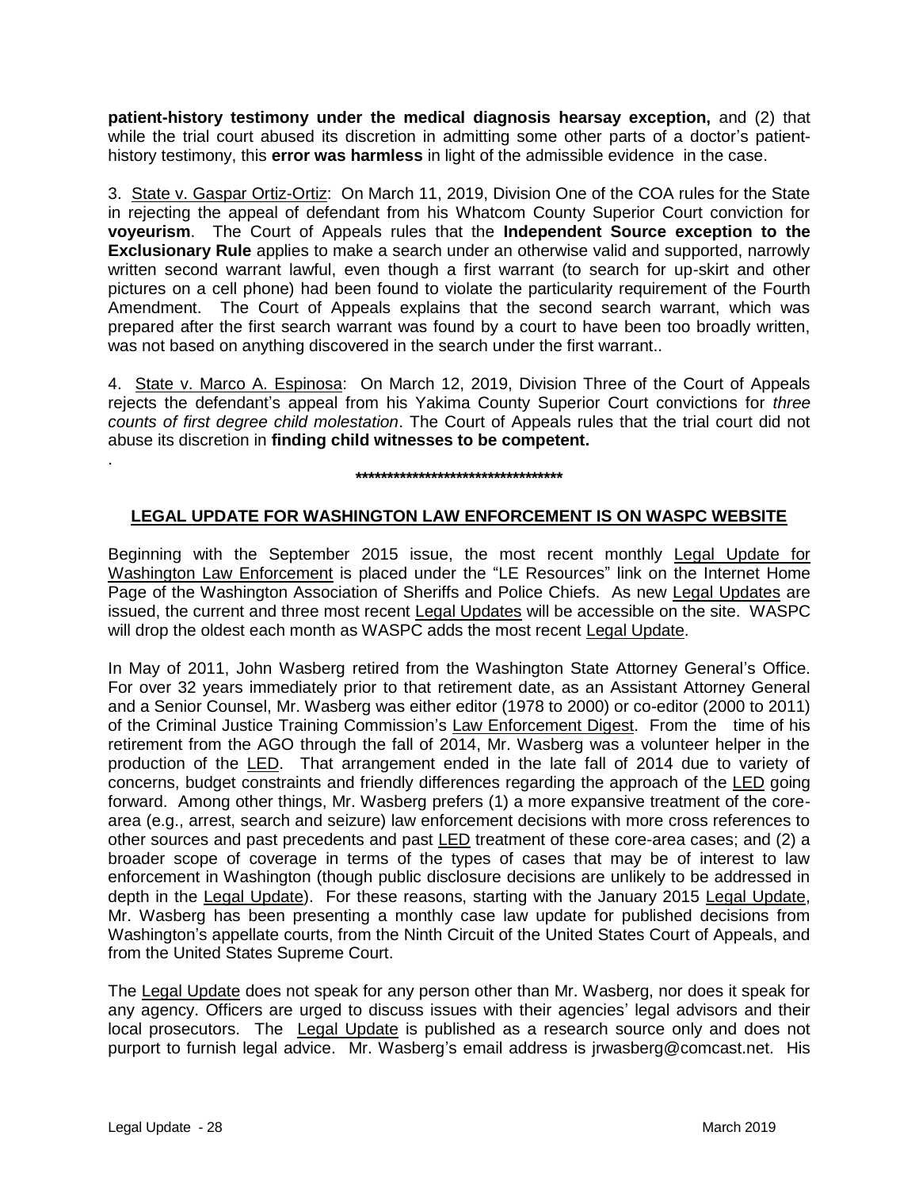**patient-history testimony under the medical diagnosis hearsay exception,** and (2) that while the trial court abused its discretion in admitting some other parts of a doctor's patient-history testimony, this **error was harmless** in light of the admissible evidence in the case.

3. State v. Gaspar Ortiz-Ortiz: On March 11, 2019, Division One of the COA rules for the State in rejecting the appeal of defendant from his Whatcom County Superior Court conviction for **voyeurism**. The Court of Appeals rules that the **Independent Source exception to the Exclusionary Rule** applies to make a search under an otherwise valid and supported, narrowly written second warrant lawful, even though a first warrant (to search for up-skirt and other pictures on a cell phone) had been found to violate the particularity requirement of the Fourth Amendment. The Court of Appeals explains that the second search warrant, which was prepared after the first search warrant was found by a court to have been too broadly written, was not based on anything discovered in the search under the first warrant..

4. State v. Marco A. Espinosa: On March 12, 2019, Division Three of the Court of Appeals rejects the defendant's appeal from his Yakima County Superior Court convictions for *three counts of first degree child molestation*. The Court of Appeals rules that the trial court did not abuse its discretion in **finding child witnesses to be competent.**

.

**********************************

## LEGAL UPDATE FOR WASHINGTON LAW ENFORCEMENT IS ON WASPC WEBSITE

Beginning with the September 2015 issue, the most recent monthly Legal Update for Washington Law Enforcement is placed under the "LE Resources" link on the Internet Home Page of the Washington Association of Sheriffs and Police Chiefs. As new Legal Updates are issued, the current and three most recent Legal Updates will be accessible on the site. WASPC will drop the oldest each month as WASPC adds the most recent Legal Update.

In May of 2011, John Wasberg retired from the Washington State Attorney General's Office. For over 32 years immediately prior to that retirement date, as an Assistant Attorney General and a Senior Counsel, Mr. Wasberg was either editor (1978 to 2000) or co-editor (2000 to 2011) of the Criminal Justice Training Commission's Law Enforcement Digest. From the time of his retirement from the AGO through the fall of 2014, Mr. Wasberg was a volunteer helper in the production of the LED. That arrangement ended in the late fall of 2014 due to variety of concerns, budget constraints and friendly differences regarding the approach of the LED going forward. Among other things, Mr. Wasberg prefers (1) a more expansive treatment of the core-area (e.g., arrest, search and seizure) law enforcement decisions with more cross references to other sources and past precedents and past LED treatment of these core-area cases; and (2) a broader scope of coverage in terms of the types of cases that may be of interest to law enforcement in Washington (though public disclosure decisions are unlikely to be addressed in depth in the Legal Update). For these reasons, starting with the January 2015 Legal Update, Mr. Wasberg has been presenting a monthly case law update for published decisions from Washington's appellate courts, from the Ninth Circuit of the United States Court of Appeals, and from the United States Supreme Court.

The Legal Update does not speak for any person other than Mr. Wasberg, nor does it speak for any agency. Officers are urged to discuss issues with their agencies' legal advisors and their local prosecutors. The Legal Update is published as a research source only and does not purport to furnish legal advice. Mr. Wasberg's email address is jrwasberg@comcast.net. His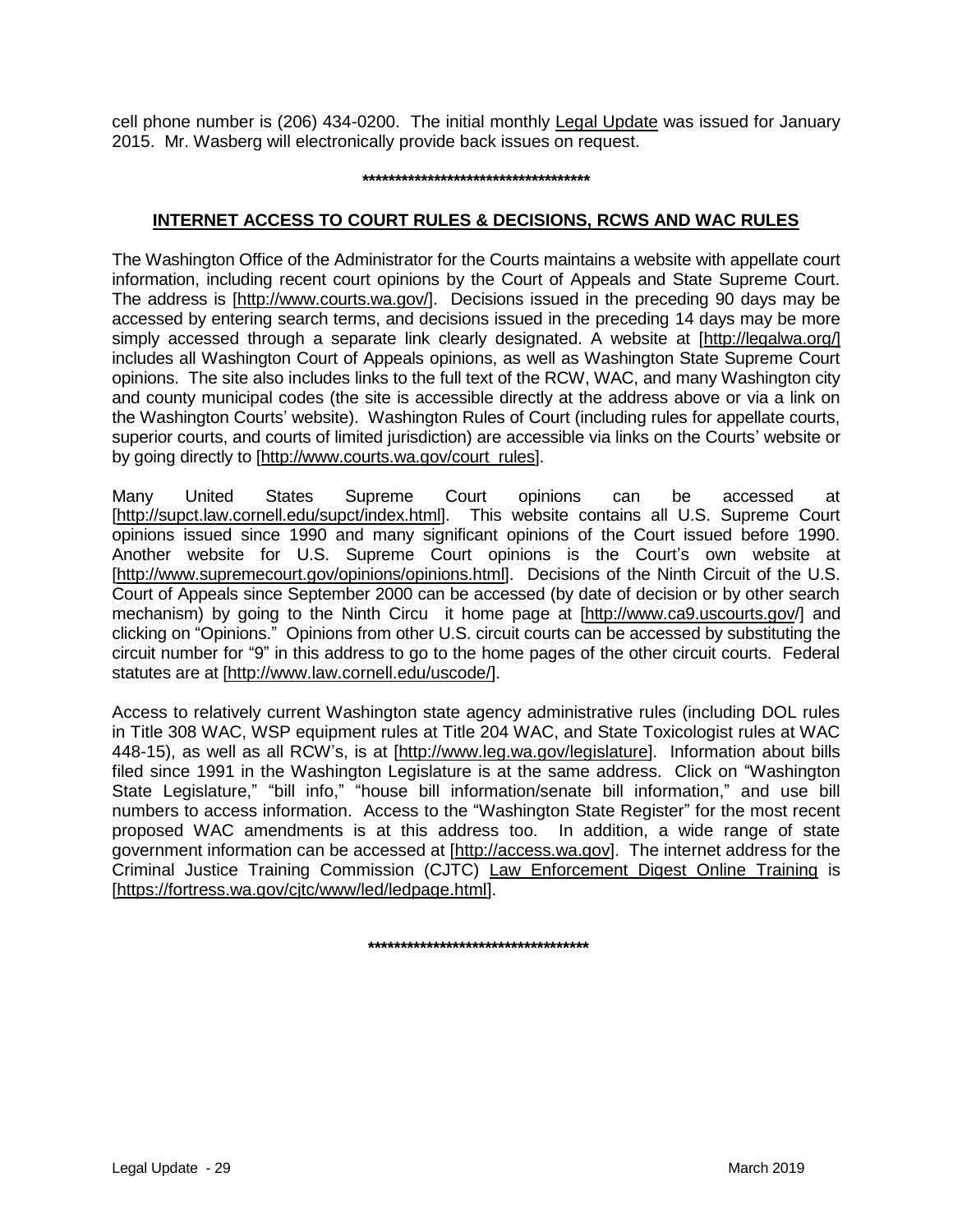cell phone number is (206) 434-0200. The initial monthly Legal Update was issued for January 2015. Mr. Wasberg will electronically provide back issues on request.

************************************

## INTERNET ACCESS TO COURT RULES & DECISIONS, RCWS AND WAC RULES

The Washington Office of the Administrator for the Courts maintains a website with appellate court information, including recent court opinions by the Court of Appeals and State Supreme Court. The address is [http://www.courts.wa.gov/]. Decisions issued in the preceding 90 days may be accessed by entering search terms, and decisions issued in the preceding 14 days may be more simply accessed through a separate link clearly designated. A website at [http://legalwa.org/] includes all Washington Court of Appeals opinions, as well as Washington State Supreme Court opinions. The site also includes links to the full text of the RCW, WAC, and many Washington city and county municipal codes (the site is accessible directly at the address above or via a link on the Washington Courts' website). Washington Rules of Court (including rules for appellate courts, superior courts, and courts of limited jurisdiction) are accessible via links on the Courts' website or by going directly to [http://www.courts.wa.gov/court_rules].

Many United States Supreme Court opinions can be accessed at [http://supct.law.cornell.edu/supct/index.html]. This website contains all U.S. Supreme Court opinions issued since 1990 and many significant opinions of the Court issued before 1990. Another website for U.S. Supreme Court opinions is the Court's own website at [http://www.supremecourt.gov/opinions/opinions.html]. Decisions of the Ninth Circuit of the U.S. Court of Appeals since September 2000 can be accessed (by date of decision or by other search mechanism) by going to the Ninth Circu it home page at [http://www.ca9.uscourts.gov/] and clicking on "Opinions." Opinions from other U.S. circuit courts can be accessed by substituting the circuit number for "9" in this address to go to the home pages of the other circuit courts. Federal statutes are at [http://www.law.cornell.edu/uscode/].

Access to relatively current Washington state agency administrative rules (including DOL rules in Title 308 WAC, WSP equipment rules at Title 204 WAC, and State Toxicologist rules at WAC 448-15), as well as all RCW's, is at [http://www.leg.wa.gov/legislature]. Information about bills filed since 1991 in the Washington Legislature is at the same address. Click on "Washington State Legislature," "bill info," "house bill information/senate bill information," and use bill numbers to access information. Access to the "Washington State Register" for the most recent proposed WAC amendments is at this address too. In addition, a wide range of state government information can be accessed at [http://access.wa.gov]. The internet address for the Criminal Justice Training Commission (CJTC) Law Enforcement Digest Online Training is [https://fortress.wa.gov/cjtc/www/led/ledpage.html].

************************************